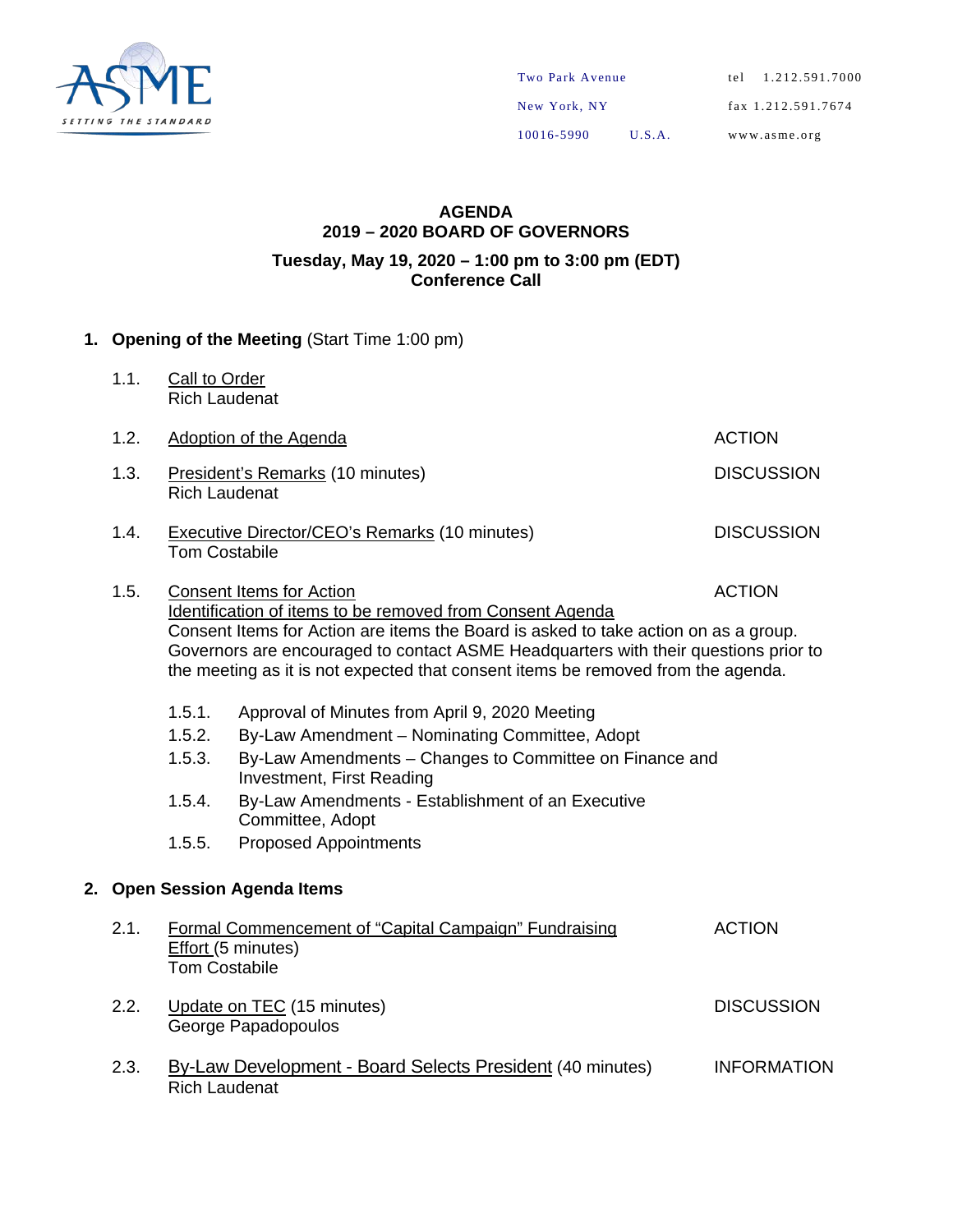ASME
SETTING THE STANDARD

Two Park Avenue
New York, NY
10016-5990 U.S.A.

tel 1.212.591.7000
fax 1.212.591.7674
www.asme.org

# AGENDA
# 2019 – 2020 BOARD OF GOVERNORS

**Tuesday, May 19, 2020 – 1:00 pm to 3:00 pm (EDT)**
**Conference Call**

## 1. Opening of the Meeting (Start Time 1:00 pm)

1.1. Call to Order
Rich Laudenat

1.2. Adoption of the Agenda — ACTION

1.3. President's Remarks (10 minutes) — DISCUSSION
Rich Laudenat

1.4. Executive Director/CEO's Remarks (10 minutes) — DISCUSSION
Tom Costabile

1.5. Consent Items for Action — ACTION
Identification of items to be removed from Consent Agenda
Consent Items for Action are items the Board is asked to take action on as a group. Governors are encouraged to contact ASME Headquarters with their questions prior to the meeting as it is not expected that consent items be removed from the agenda.

- 1.5.1. Approval of Minutes from April 9, 2020 Meeting
- 1.5.2. By-Law Amendment – Nominating Committee, Adopt
- 1.5.3. By-Law Amendments – Changes to Committee on Finance and Investment, First Reading
- 1.5.4. By-Law Amendments - Establishment of an Executive Committee, Adopt
- 1.5.5. Proposed Appointments

## 2. Open Session Agenda Items

2.1. Formal Commencement of "Capital Campaign" Fundraising Effort (5 minutes) — ACTION
Tom Costabile

2.2. Update on TEC (15 minutes) — DISCUSSION
George Papadopoulos

2.3. By-Law Development - Board Selects President (40 minutes) — INFORMATION
Rich Laudenat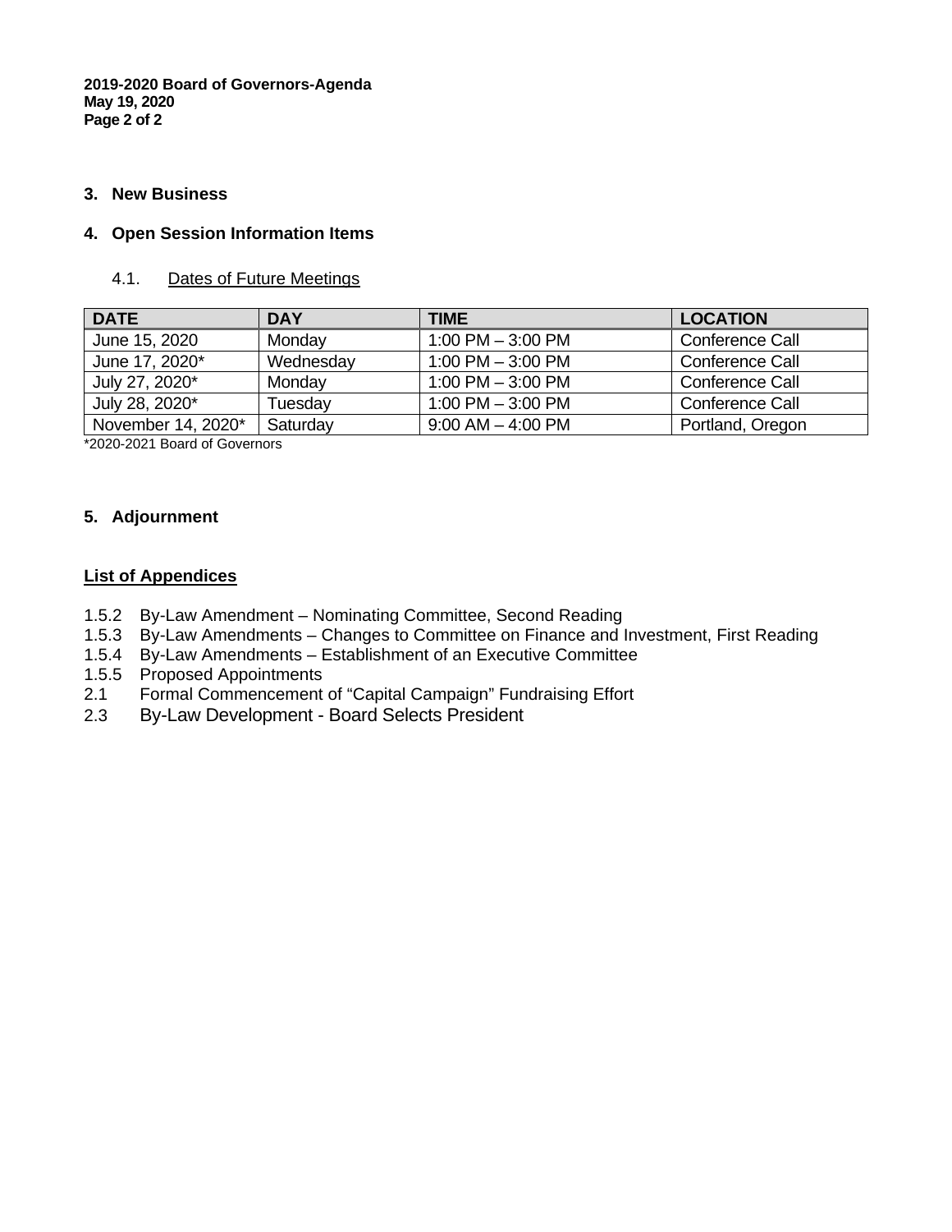## 3. New Business

## 4. Open Session Information Items

### 4.1. Dates of Future Meetings

| DATE | DAY | TIME | LOCATION |
|---|---|---|---|
| June 15, 2020 | Monday | 1:00 PM – 3:00 PM | Conference Call |
| June 17, 2020* | Wednesday | 1:00 PM – 3:00 PM | Conference Call |
| July 27, 2020* | Monday | 1:00 PM – 3:00 PM | Conference Call |
| July 28, 2020* | Tuesday | 1:00 PM – 3:00 PM | Conference Call |
| November 14, 2020* | Saturday | 9:00 AM – 4:00 PM | Portland, Oregon |

*2020-2021 Board of Governors

## 5. Adjournment

**List of Appendices**

- 1.5.2 By-Law Amendment – Nominating Committee, Second Reading
- 1.5.3 By-Law Amendments – Changes to Committee on Finance and Investment, First Reading
- 1.5.4 By-Law Amendments – Establishment of an Executive Committee
- 1.5.5 Proposed Appointments
- 2.1 Formal Commencement of “Capital Campaign” Fundraising Effort
- 2.3 By-Law Development - Board Selects President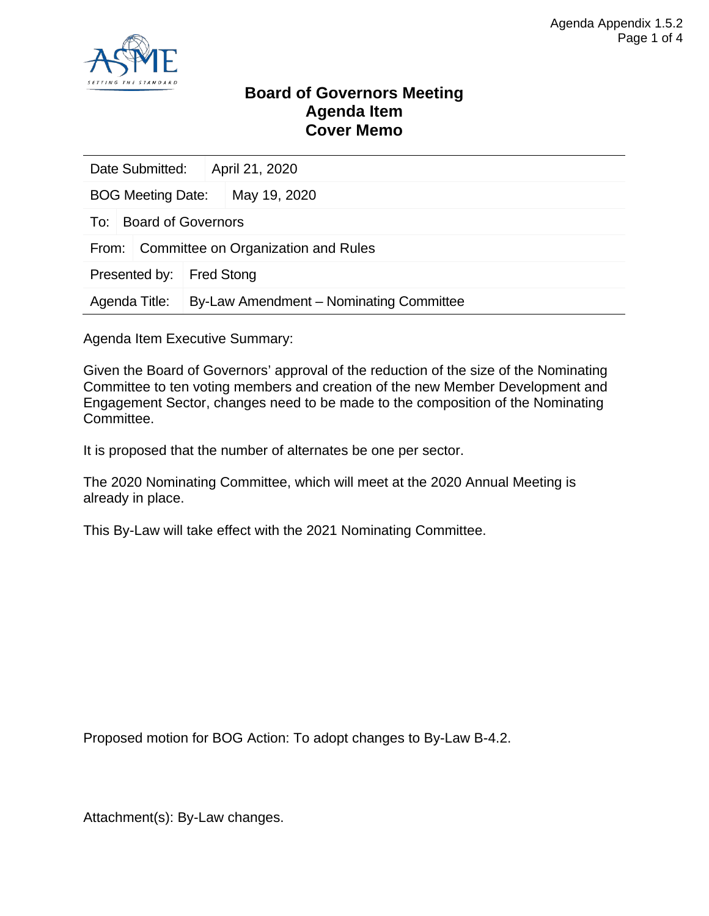# Board of Governors Meeting
# Agenda Item
# Cover Memo

| | |
|---|---|
| Date Submitted: | April 21, 2020 |
| BOG Meeting Date: | May 19, 2020 |
| To: | Board of Governors |
| From: | Committee on Organization and Rules |
| Presented by: | Fred Stong |
| Agenda Title: | By-Law Amendment – Nominating Committee |

Agenda Item Executive Summary:

Given the Board of Governors' approval of the reduction of the size of the Nominating Committee to ten voting members and creation of the new Member Development and Engagement Sector, changes need to be made to the composition of the Nominating Committee.

It is proposed that the number of alternates be one per sector.

The 2020 Nominating Committee, which will meet at the 2020 Annual Meeting is already in place.

This By-Law will take effect with the 2021 Nominating Committee.

Proposed motion for BOG Action: To adopt changes to By-Law B-4.2.

Attachment(s): By-Law changes.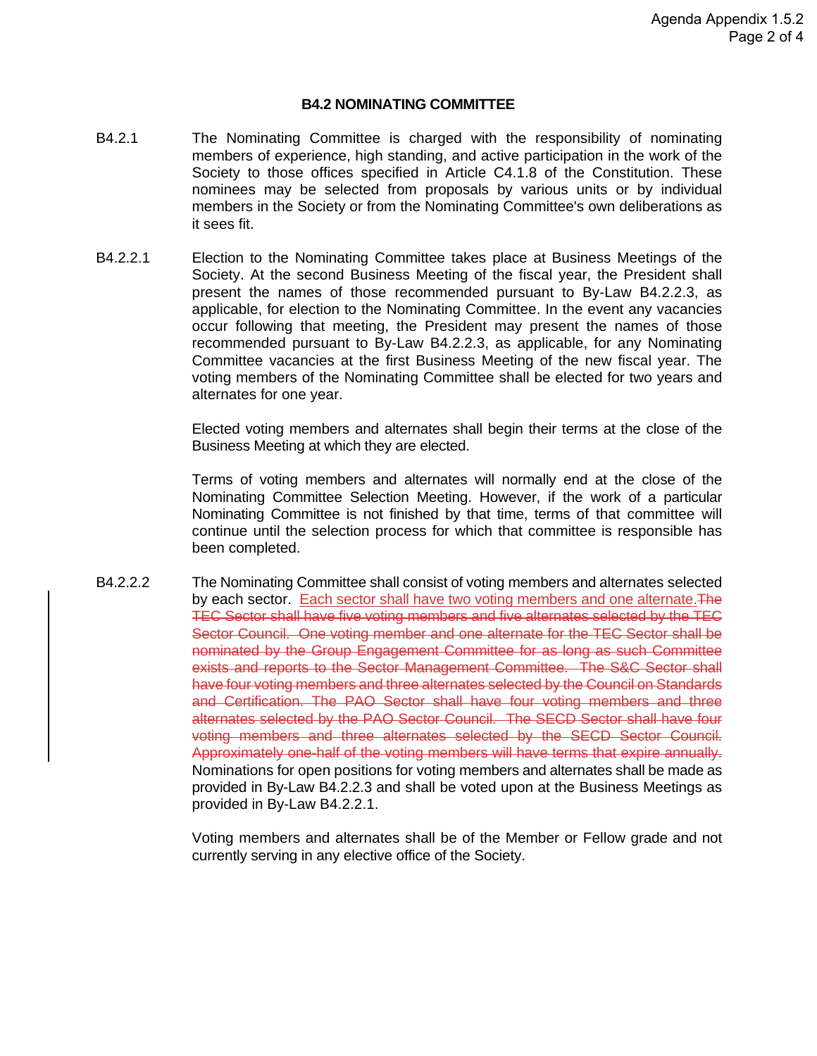## B4.2 NOMINATING COMMITTEE

B4.2.1 The Nominating Committee is charged with the responsibility of nominating members of experience, high standing, and active participation in the work of the Society to those offices specified in Article C4.1.8 of the Constitution. These nominees may be selected from proposals by various units or by individual members in the Society or from the Nominating Committee's own deliberations as it sees fit.

B4.2.2.1 Election to the Nominating Committee takes place at Business Meetings of the Society. At the second Business Meeting of the fiscal year, the President shall present the names of those recommended pursuant to By-Law B4.2.2.3, as applicable, for election to the Nominating Committee. In the event any vacancies occur following that meeting, the President may present the names of those recommended pursuant to By-Law B4.2.2.3, as applicable, for any Nominating Committee vacancies at the first Business Meeting of the new fiscal year. The voting members of the Nominating Committee shall be elected for two years and alternates for one year.

Elected voting members and alternates shall begin their terms at the close of the Business Meeting at which they are elected.

Terms of voting members and alternates will normally end at the close of the Nominating Committee Selection Meeting. However, if the work of a particular Nominating Committee is not finished by that time, terms of that committee will continue until the selection process for which that committee is responsible has been completed.

B4.2.2.2 The Nominating Committee shall consist of voting members and alternates selected by each sector. <u>Each sector shall have two voting members and one alternate.</u>~~The TEC Sector shall have five voting members and five alternates selected by the TEC Sector Council. One voting member and one alternate for the TEC Sector shall be nominated by the Group Engagement Committee for as long as such Committee exists and reports to the Sector Management Committee. The S&C Sector shall have four voting members and three alternates selected by the Council on Standards and Certification. The PAO Sector shall have four voting members and three alternates selected by the PAO Sector Council. The SECD Sector shall have four voting members and three alternates selected by the SECD Sector Council. Approximately one-half of the voting members will have terms that expire annually.~~ Nominations for open positions for voting members and alternates shall be made as provided in By-Law B4.2.2.3 and shall be voted upon at the Business Meetings as provided in By-Law B4.2.2.1.

Voting members and alternates shall be of the Member or Fellow grade and not currently serving in any elective office of the Society.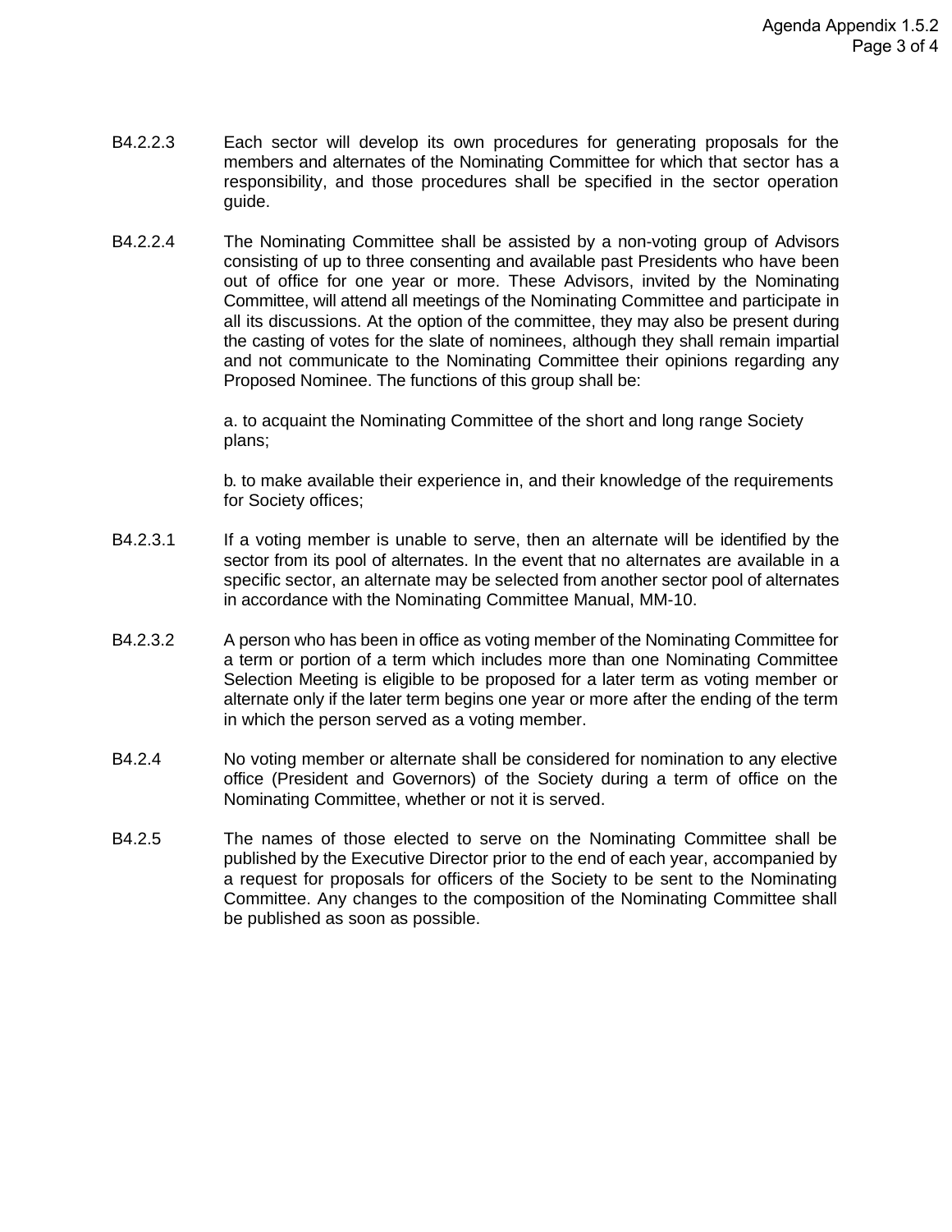B4.2.2.3 Each sector will develop its own procedures for generating proposals for the members and alternates of the Nominating Committee for which that sector has a responsibility, and those procedures shall be specified in the sector operation guide.

B4.2.2.4 The Nominating Committee shall be assisted by a non-voting group of Advisors consisting of up to three consenting and available past Presidents who have been out of office for one year or more. These Advisors, invited by the Nominating Committee, will attend all meetings of the Nominating Committee and participate in all its discussions. At the option of the committee, they may also be present during the casting of votes for the slate of nominees, although they shall remain impartial and not communicate to the Nominating Committee their opinions regarding any Proposed Nominee. The functions of this group shall be:

a. to acquaint the Nominating Committee of the short and long range Society plans;

b. to make available their experience in, and their knowledge of the requirements for Society offices;

B4.2.3.1 If a voting member is unable to serve, then an alternate will be identified by the sector from its pool of alternates. In the event that no alternates are available in a specific sector, an alternate may be selected from another sector pool of alternates in accordance with the Nominating Committee Manual, MM-10.

B4.2.3.2 A person who has been in office as voting member of the Nominating Committee for a term or portion of a term which includes more than one Nominating Committee Selection Meeting is eligible to be proposed for a later term as voting member or alternate only if the later term begins one year or more after the ending of the term in which the person served as a voting member.

B4.2.4 No voting member or alternate shall be considered for nomination to any elective office (President and Governors) of the Society during a term of office on the Nominating Committee, whether or not it is served.

B4.2.5 The names of those elected to serve on the Nominating Committee shall be published by the Executive Director prior to the end of each year, accompanied by a request for proposals for officers of the Society to be sent to the Nominating Committee. Any changes to the composition of the Nominating Committee shall be published as soon as possible.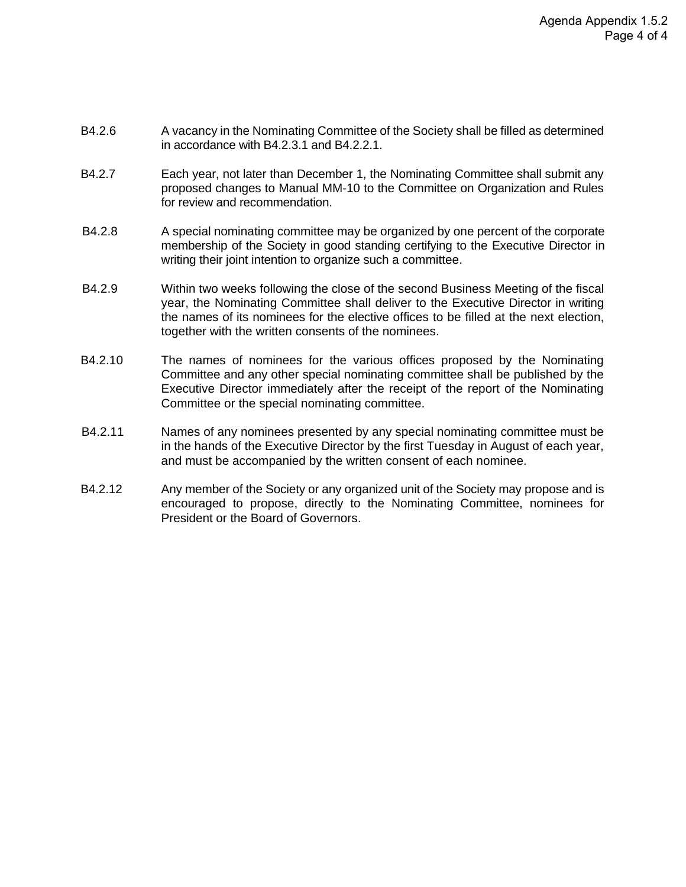B4.2.6 A vacancy in the Nominating Committee of the Society shall be filled as determined in accordance with B4.2.3.1 and B4.2.2.1.

B4.2.7 Each year, not later than December 1, the Nominating Committee shall submit any proposed changes to Manual MM-10 to the Committee on Organization and Rules for review and recommendation.

B4.2.8 A special nominating committee may be organized by one percent of the corporate membership of the Society in good standing certifying to the Executive Director in writing their joint intention to organize such a committee.

B4.2.9 Within two weeks following the close of the second Business Meeting of the fiscal year, the Nominating Committee shall deliver to the Executive Director in writing the names of its nominees for the elective offices to be filled at the next election, together with the written consents of the nominees.

B4.2.10 The names of nominees for the various offices proposed by the Nominating Committee and any other special nominating committee shall be published by the Executive Director immediately after the receipt of the report of the Nominating Committee or the special nominating committee.

B4.2.11 Names of any nominees presented by any special nominating committee must be in the hands of the Executive Director by the first Tuesday in August of each year, and must be accompanied by the written consent of each nominee.

B4.2.12 Any member of the Society or any organized unit of the Society may propose and is encouraged to propose, directly to the Nominating Committee, nominees for President or the Board of Governors.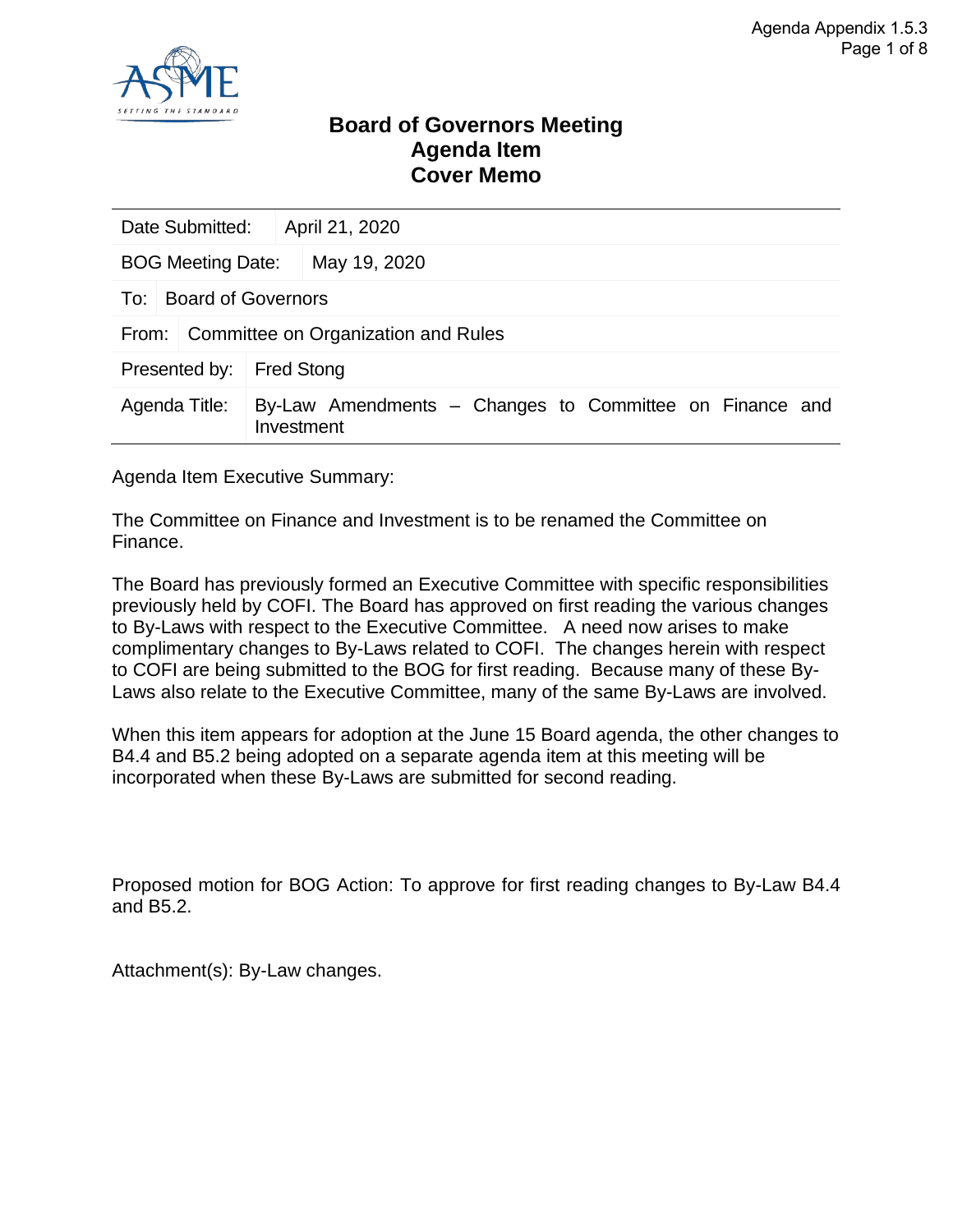# Board of Governors Meeting
# Agenda Item
# Cover Memo

| | |
|---|---|
| Date Submitted: | April 21, 2020 |
| BOG Meeting Date: | May 19, 2020 |
| To: | Board of Governors |
| From: | Committee on Organization and Rules |
| Presented by: | Fred Stong |
| Agenda Title: | By-Law Amendments – Changes to Committee on Finance and Investment |

Agenda Item Executive Summary:

The Committee on Finance and Investment is to be renamed the Committee on Finance.

The Board has previously formed an Executive Committee with specific responsibilities previously held by COFI. The Board has approved on first reading the various changes to By-Laws with respect to the Executive Committee. A need now arises to make complimentary changes to By-Laws related to COFI. The changes herein with respect to COFI are being submitted to the BOG for first reading. Because many of these By-Laws also relate to the Executive Committee, many of the same By-Laws are involved.

When this item appears for adoption at the June 15 Board agenda, the other changes to B4.4 and B5.2 being adopted on a separate agenda item at this meeting will be incorporated when these By-Laws are submitted for second reading.

Proposed motion for BOG Action: To approve for first reading changes to By-Law B4.4 and B5.2.

Attachment(s): By-Law changes.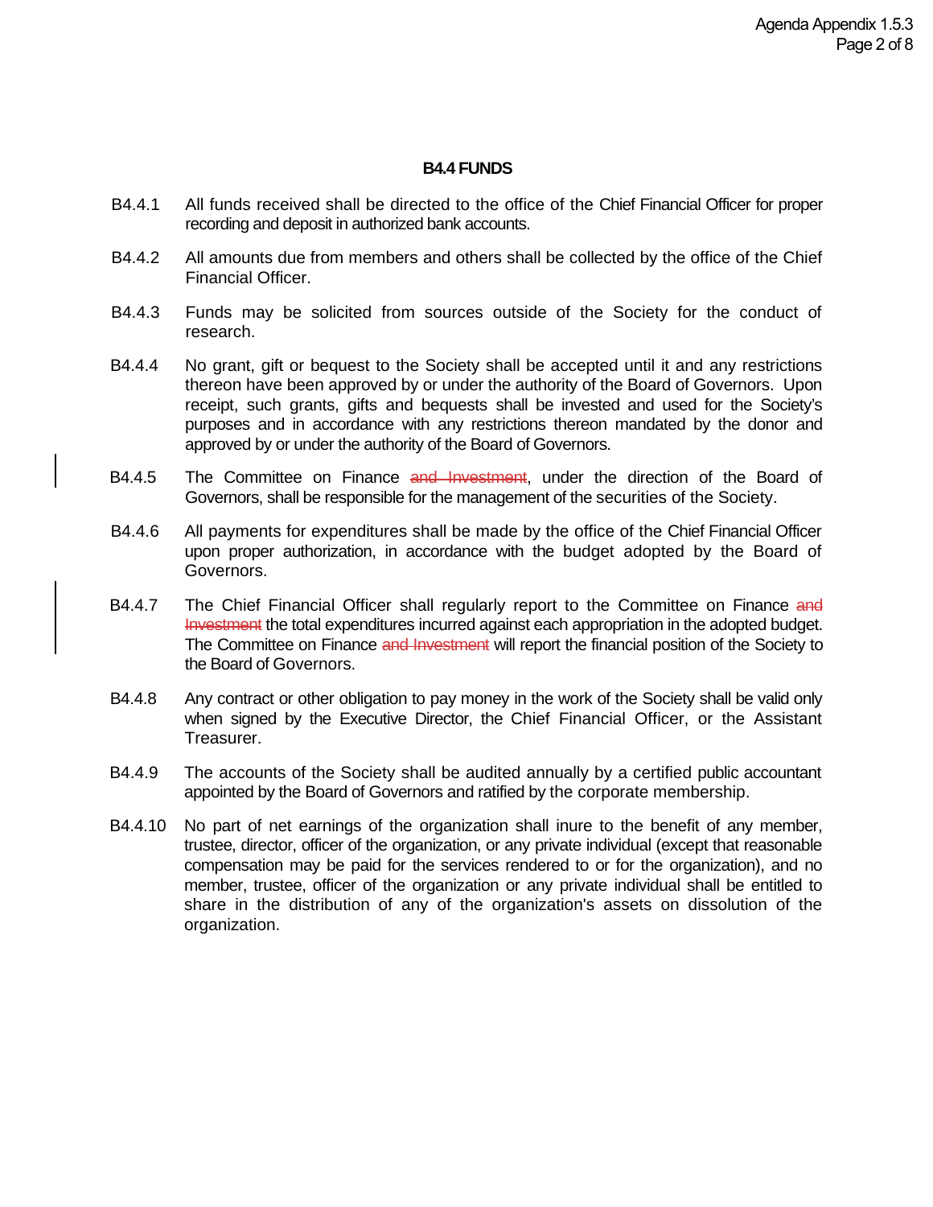### B4.4 FUNDS

B4.4.1 All funds received shall be directed to the office of the Chief Financial Officer for proper recording and deposit in authorized bank accounts.

B4.4.2 All amounts due from members and others shall be collected by the office of the Chief Financial Officer.

B4.4.3 Funds may be solicited from sources outside of the Society for the conduct of research.

B4.4.4 No grant, gift or bequest to the Society shall be accepted until it and any restrictions thereon have been approved by or under the authority of the Board of Governors. Upon receipt, such grants, gifts and bequests shall be invested and used for the Society's purposes and in accordance with any restrictions thereon mandated by the donor and approved by or under the authority of the Board of Governors.

B4.4.5 The Committee on Finance ~~and Investment~~, under the direction of the Board of Governors, shall be responsible for the management of the securities of the Society.

B4.4.6 All payments for expenditures shall be made by the office of the Chief Financial Officer upon proper authorization, in accordance with the budget adopted by the Board of Governors.

B4.4.7 The Chief Financial Officer shall regularly report to the Committee on Finance ~~and Investment~~ the total expenditures incurred against each appropriation in the adopted budget. The Committee on Finance ~~and Investment~~ will report the financial position of the Society to the Board of Governors.

B4.4.8 Any contract or other obligation to pay money in the work of the Society shall be valid only when signed by the Executive Director, the Chief Financial Officer, or the Assistant Treasurer.

B4.4.9 The accounts of the Society shall be audited annually by a certified public accountant appointed by the Board of Governors and ratified by the corporate membership.

B4.4.10 No part of net earnings of the organization shall inure to the benefit of any member, trustee, director, officer of the organization, or any private individual (except that reasonable compensation may be paid for the services rendered to or for the organization), and no member, trustee, officer of the organization or any private individual shall be entitled to share in the distribution of any of the organization's assets on dissolution of the organization.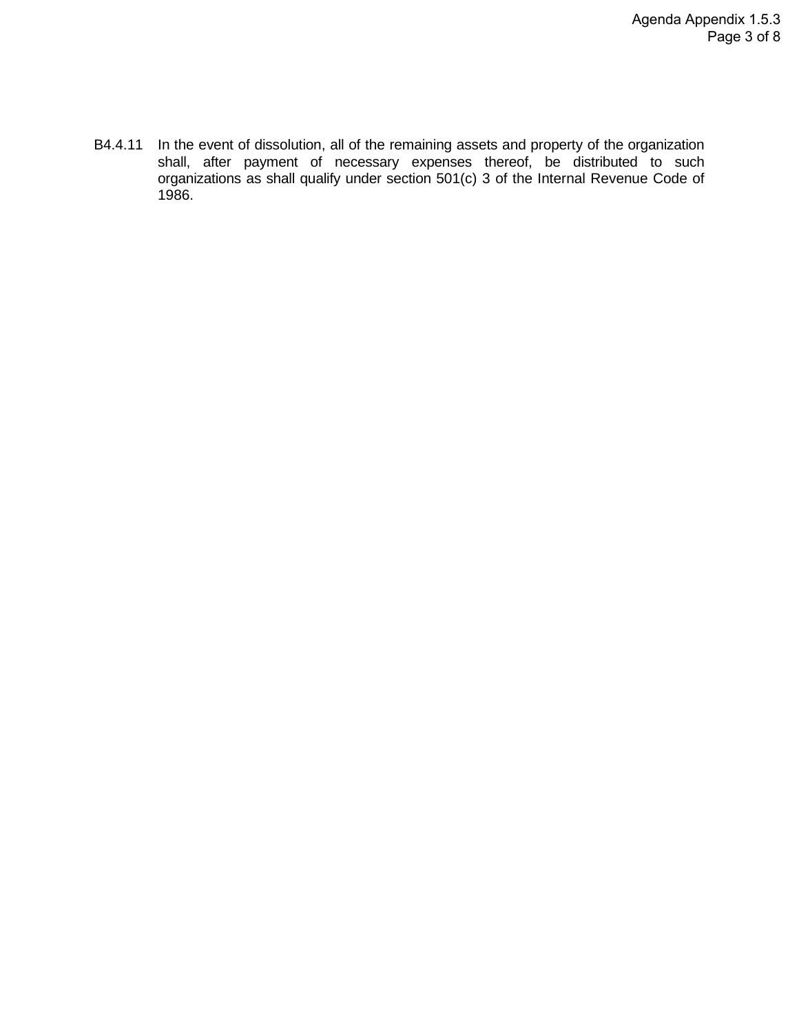B4.4.11 In the event of dissolution, all of the remaining assets and property of the organization shall, after payment of necessary expenses thereof, be distributed to such organizations as shall qualify under section 501(c) 3 of the Internal Revenue Code of 1986.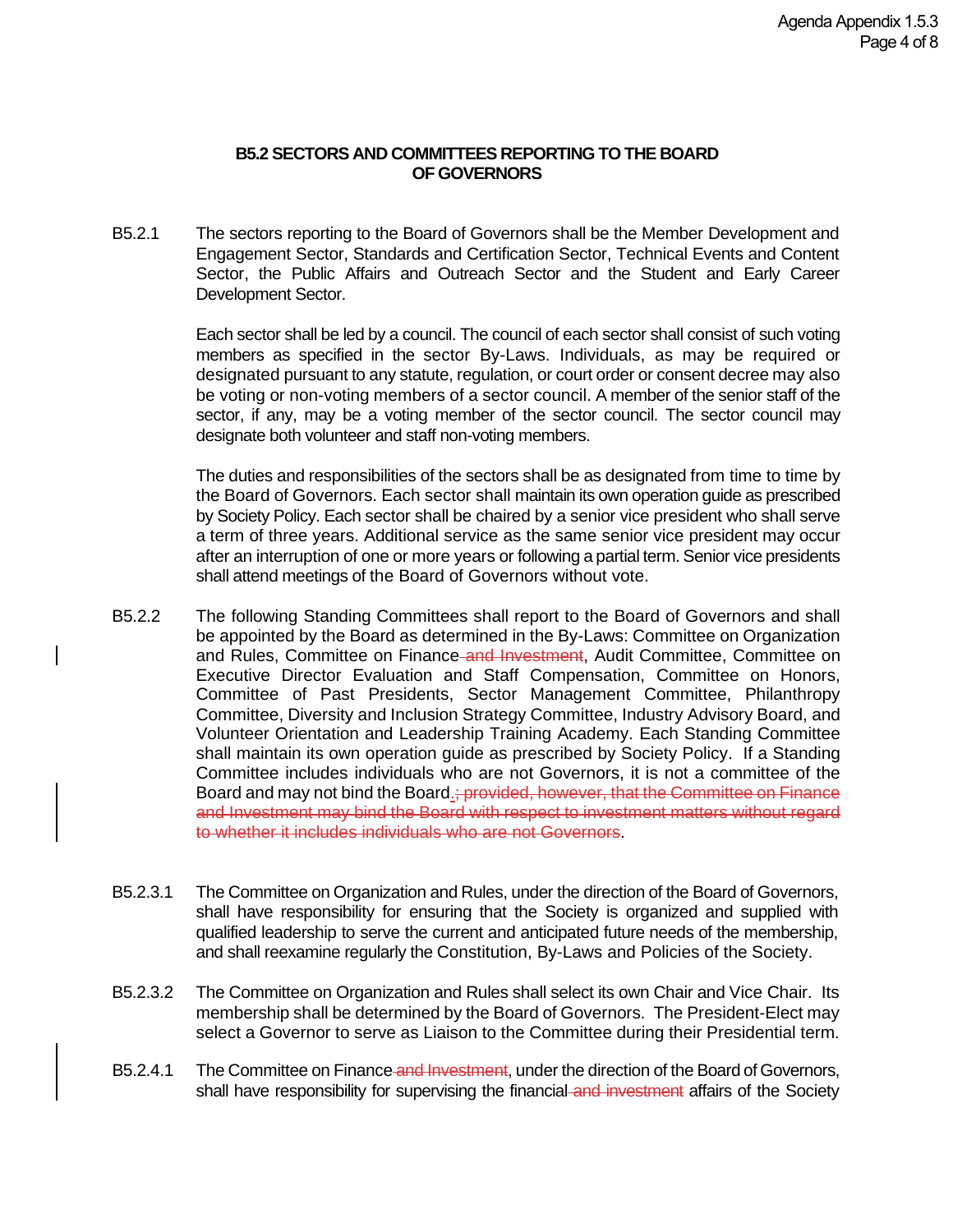### B5.2 SECTORS AND COMMITTEES REPORTING TO THE BOARD OF GOVERNORS

B5.2.1 The sectors reporting to the Board of Governors shall be the Member Development and Engagement Sector, Standards and Certification Sector, Technical Events and Content Sector, the Public Affairs and Outreach Sector and the Student and Early Career Development Sector.

Each sector shall be led by a council. The council of each sector shall consist of such voting members as specified in the sector By-Laws. Individuals, as may be required or designated pursuant to any statute, regulation, or court order or consent decree may also be voting or non-voting members of a sector council. A member of the senior staff of the sector, if any, may be a voting member of the sector council. The sector council may designate both volunteer and staff non-voting members.

The duties and responsibilities of the sectors shall be as designated from time to time by the Board of Governors. Each sector shall maintain its own operation guide as prescribed by Society Policy. Each sector shall be chaired by a senior vice president who shall serve a term of three years. Additional service as the same senior vice president may occur after an interruption of one or more years or following a partial term. Senior vice presidents shall attend meetings of the Board of Governors without vote.

B5.2.2 The following Standing Committees shall report to the Board of Governors and shall be appointed by the Board as determined in the By-Laws: Committee on Organization and Rules, Committee on Finance ~~and Investment~~, Audit Committee, Committee on Executive Director Evaluation and Staff Compensation, Committee on Honors, Committee of Past Presidents, Sector Management Committee, Philanthropy Committee, Diversity and Inclusion Strategy Committee, Industry Advisory Board, and Volunteer Orientation and Leadership Training Academy. Each Standing Committee shall maintain its own operation guide as prescribed by Society Policy. If a Standing Committee includes individuals who are not Governors, it is not a committee of the Board and may not bind the Board. ~~; provided, however, that the Committee on Finance and Investment may bind the Board with respect to investment matters without regard to whether it includes individuals who are not Governors~~.

B5.2.3.1 The Committee on Organization and Rules, under the direction of the Board of Governors, shall have responsibility for ensuring that the Society is organized and supplied with qualified leadership to serve the current and anticipated future needs of the membership, and shall reexamine regularly the Constitution, By-Laws and Policies of the Society.

B5.2.3.2 The Committee on Organization and Rules shall select its own Chair and Vice Chair. Its membership shall be determined by the Board of Governors. The President-Elect may select a Governor to serve as Liaison to the Committee during their Presidential term.

B5.2.4.1 The Committee on Finance ~~and Investment~~, under the direction of the Board of Governors, shall have responsibility for supervising the financial ~~and investment~~ affairs of the Society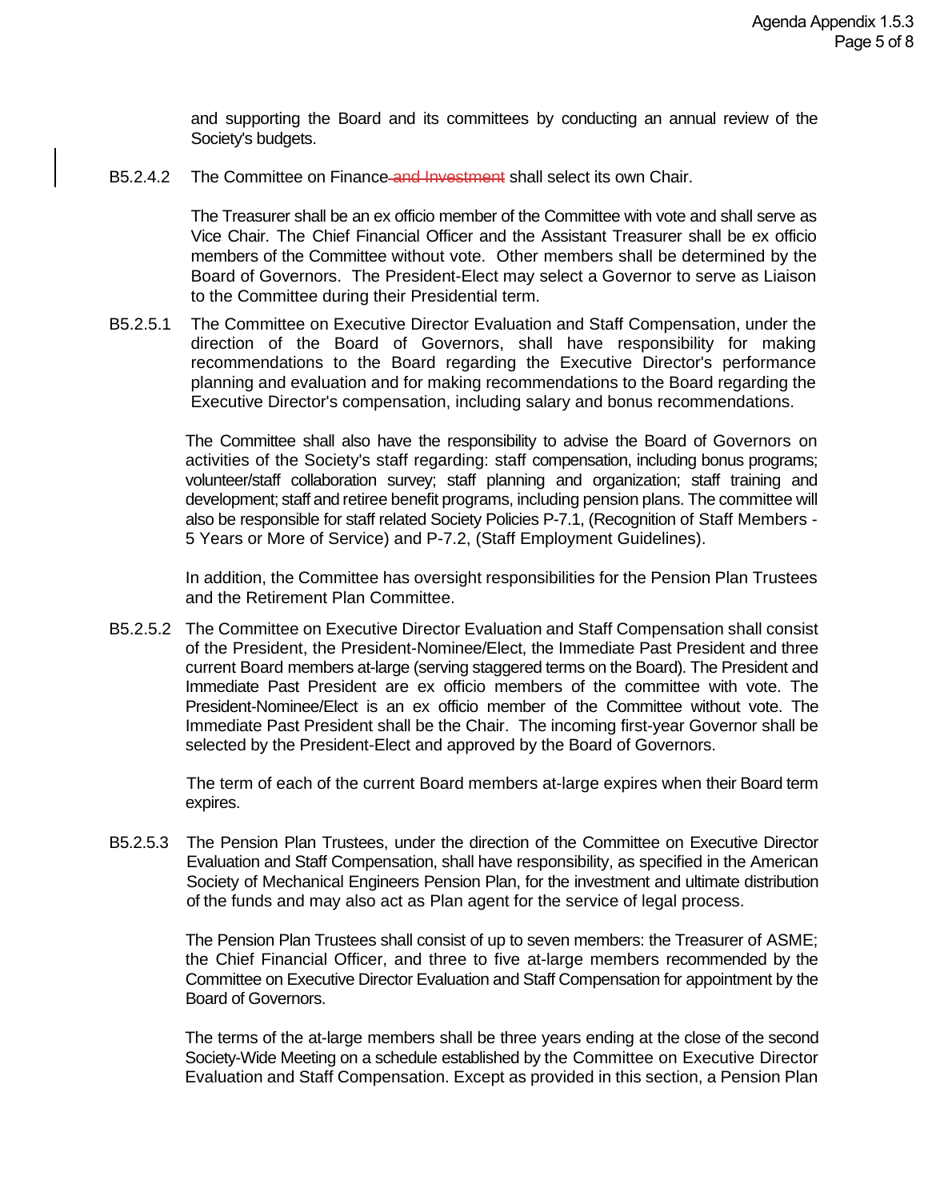and supporting the Board and its committees by conducting an annual review of the Society's budgets.

B5.2.4.2 The Committee on Finance ~~and Investment~~ shall select its own Chair.

The Treasurer shall be an ex officio member of the Committee with vote and shall serve as Vice Chair. The Chief Financial Officer and the Assistant Treasurer shall be ex officio members of the Committee without vote. Other members shall be determined by the Board of Governors. The President-Elect may select a Governor to serve as Liaison to the Committee during their Presidential term.

B5.2.5.1 The Committee on Executive Director Evaluation and Staff Compensation, under the direction of the Board of Governors, shall have responsibility for making recommendations to the Board regarding the Executive Director's performance planning and evaluation and for making recommendations to the Board regarding the Executive Director's compensation, including salary and bonus recommendations.

The Committee shall also have the responsibility to advise the Board of Governors on activities of the Society's staff regarding: staff compensation, including bonus programs; volunteer/staff collaboration survey; staff planning and organization; staff training and development; staff and retiree benefit programs, including pension plans. The committee will also be responsible for staff related Society Policies P-7.1, (Recognition of Staff Members - 5 Years or More of Service) and P-7.2, (Staff Employment Guidelines).

In addition, the Committee has oversight responsibilities for the Pension Plan Trustees and the Retirement Plan Committee.

B5.2.5.2 The Committee on Executive Director Evaluation and Staff Compensation shall consist of the President, the President-Nominee/Elect, the Immediate Past President and three current Board members at-large (serving staggered terms on the Board). The President and Immediate Past President are ex officio members of the committee with vote. The President-Nominee/Elect is an ex officio member of the Committee without vote. The Immediate Past President shall be the Chair. The incoming first-year Governor shall be selected by the President-Elect and approved by the Board of Governors.

The term of each of the current Board members at-large expires when their Board term expires.

B5.2.5.3 The Pension Plan Trustees, under the direction of the Committee on Executive Director Evaluation and Staff Compensation, shall have responsibility, as specified in the American Society of Mechanical Engineers Pension Plan, for the investment and ultimate distribution of the funds and may also act as Plan agent for the service of legal process.

The Pension Plan Trustees shall consist of up to seven members: the Treasurer of ASME; the Chief Financial Officer, and three to five at-large members recommended by the Committee on Executive Director Evaluation and Staff Compensation for appointment by the Board of Governors.

The terms of the at-large members shall be three years ending at the close of the second Society-Wide Meeting on a schedule established by the Committee on Executive Director Evaluation and Staff Compensation. Except as provided in this section, a Pension Plan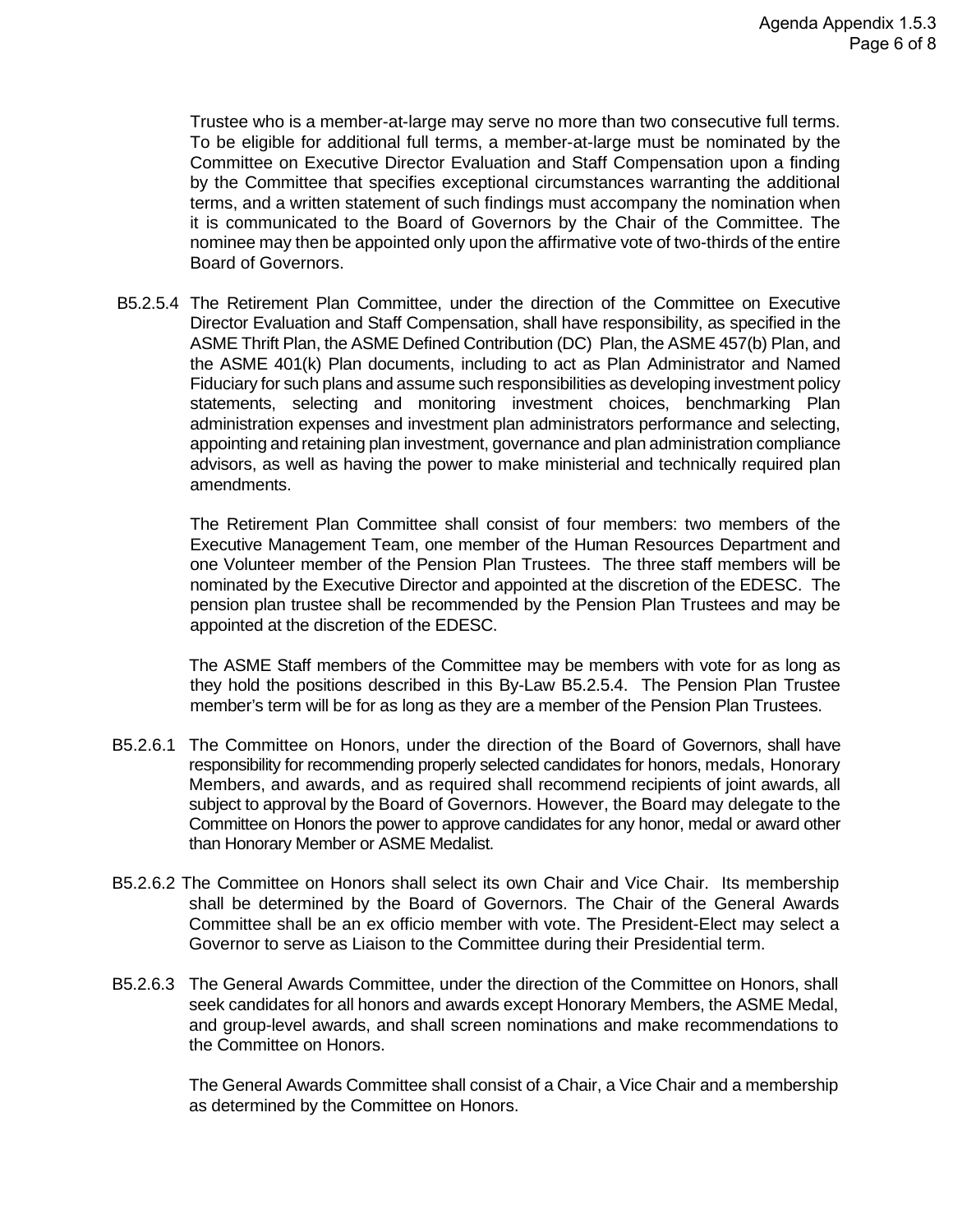Trustee who is a member-at-large may serve no more than two consecutive full terms. To be eligible for additional full terms, a member-at-large must be nominated by the Committee on Executive Director Evaluation and Staff Compensation upon a finding by the Committee that specifies exceptional circumstances warranting the additional terms, and a written statement of such findings must accompany the nomination when it is communicated to the Board of Governors by the Chair of the Committee. The nominee may then be appointed only upon the affirmative vote of two-thirds of the entire Board of Governors.

B5.2.5.4 The Retirement Plan Committee, under the direction of the Committee on Executive Director Evaluation and Staff Compensation, shall have responsibility, as specified in the ASME Thrift Plan, the ASME Defined Contribution (DC) Plan, the ASME 457(b) Plan, and the ASME 401(k) Plan documents, including to act as Plan Administrator and Named Fiduciary for such plans and assume such responsibilities as developing investment policy statements, selecting and monitoring investment choices, benchmarking Plan administration expenses and investment plan administrators performance and selecting, appointing and retaining plan investment, governance and plan administration compliance advisors, as well as having the power to make ministerial and technically required plan amendments.

The Retirement Plan Committee shall consist of four members: two members of the Executive Management Team, one member of the Human Resources Department and one Volunteer member of the Pension Plan Trustees. The three staff members will be nominated by the Executive Director and appointed at the discretion of the EDESC. The pension plan trustee shall be recommended by the Pension Plan Trustees and may be appointed at the discretion of the EDESC.

The ASME Staff members of the Committee may be members with vote for as long as they hold the positions described in this By-Law B5.2.5.4. The Pension Plan Trustee member's term will be for as long as they are a member of the Pension Plan Trustees.

B5.2.6.1 The Committee on Honors, under the direction of the Board of Governors, shall have responsibility for recommending properly selected candidates for honors, medals, Honorary Members, and awards, and as required shall recommend recipients of joint awards, all subject to approval by the Board of Governors. However, the Board may delegate to the Committee on Honors the power to approve candidates for any honor, medal or award other than Honorary Member or ASME Medalist.

B5.2.6.2 The Committee on Honors shall select its own Chair and Vice Chair. Its membership shall be determined by the Board of Governors. The Chair of the General Awards Committee shall be an ex officio member with vote. The President-Elect may select a Governor to serve as Liaison to the Committee during their Presidential term.

B5.2.6.3 The General Awards Committee, under the direction of the Committee on Honors, shall seek candidates for all honors and awards except Honorary Members, the ASME Medal, and group-level awards, and shall screen nominations and make recommendations to the Committee on Honors.

The General Awards Committee shall consist of a Chair, a Vice Chair and a membership as determined by the Committee on Honors.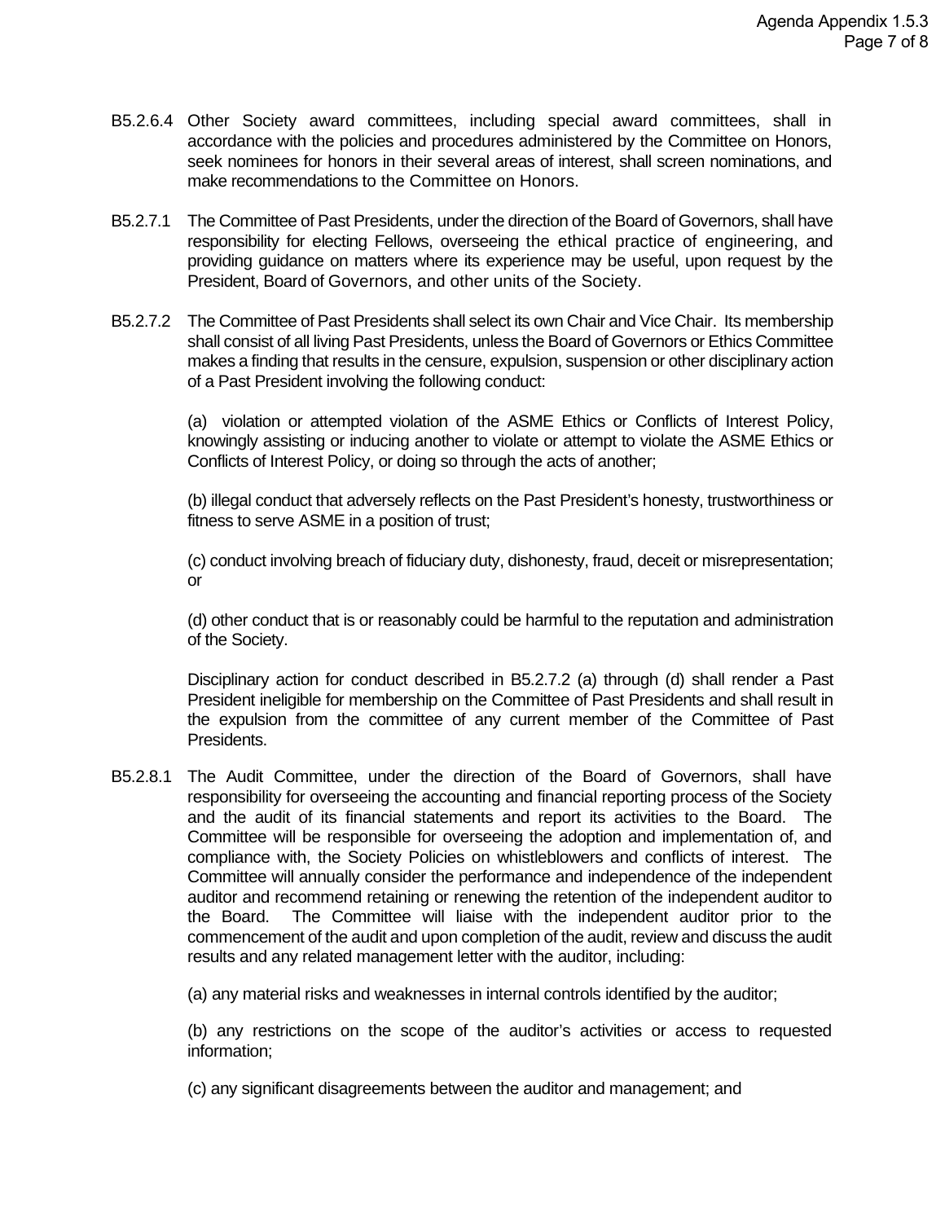B5.2.6.4 Other Society award committees, including special award committees, shall in accordance with the policies and procedures administered by the Committee on Honors, seek nominees for honors in their several areas of interest, shall screen nominations, and make recommendations to the Committee on Honors.

B5.2.7.1 The Committee of Past Presidents, under the direction of the Board of Governors, shall have responsibility for electing Fellows, overseeing the ethical practice of engineering, and providing guidance on matters where its experience may be useful, upon request by the President, Board of Governors, and other units of the Society.

B5.2.7.2 The Committee of Past Presidents shall select its own Chair and Vice Chair. Its membership shall consist of all living Past Presidents, unless the Board of Governors or Ethics Committee makes a finding that results in the censure, expulsion, suspension or other disciplinary action of a Past President involving the following conduct:

(a) violation or attempted violation of the ASME Ethics or Conflicts of Interest Policy, knowingly assisting or inducing another to violate or attempt to violate the ASME Ethics or Conflicts of Interest Policy, or doing so through the acts of another;

(b) illegal conduct that adversely reflects on the Past President's honesty, trustworthiness or fitness to serve ASME in a position of trust;

(c) conduct involving breach of fiduciary duty, dishonesty, fraud, deceit or misrepresentation; or

(d) other conduct that is or reasonably could be harmful to the reputation and administration of the Society.

Disciplinary action for conduct described in B5.2.7.2 (a) through (d) shall render a Past President ineligible for membership on the Committee of Past Presidents and shall result in the expulsion from the committee of any current member of the Committee of Past Presidents.

B5.2.8.1 The Audit Committee, under the direction of the Board of Governors, shall have responsibility for overseeing the accounting and financial reporting process of the Society and the audit of its financial statements and report its activities to the Board. The Committee will be responsible for overseeing the adoption and implementation of, and compliance with, the Society Policies on whistleblowers and conflicts of interest. The Committee will annually consider the performance and independence of the independent auditor and recommend retaining or renewing the retention of the independent auditor to the Board. The Committee will liaise with the independent auditor prior to the commencement of the audit and upon completion of the audit, review and discuss the audit results and any related management letter with the auditor, including:

(a) any material risks and weaknesses in internal controls identified by the auditor;

(b) any restrictions on the scope of the auditor's activities or access to requested information;

(c) any significant disagreements between the auditor and management; and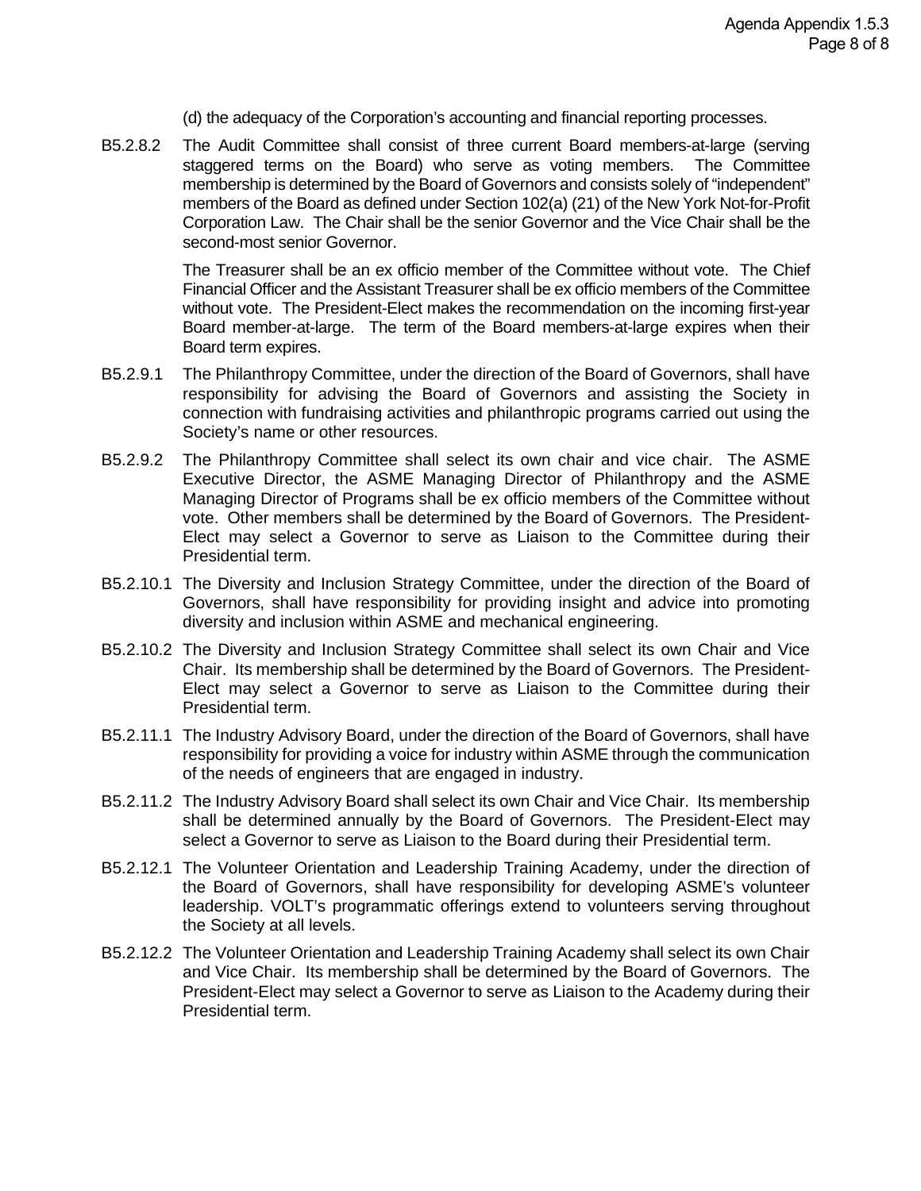(d) the adequacy of the Corporation's accounting and financial reporting processes.

B5.2.8.2 The Audit Committee shall consist of three current Board members-at-large (serving staggered terms on the Board) who serve as voting members. The Committee membership is determined by the Board of Governors and consists solely of "independent" members of the Board as defined under Section 102(a) (21) of the New York Not-for-Profit Corporation Law. The Chair shall be the senior Governor and the Vice Chair shall be the second-most senior Governor.

The Treasurer shall be an ex officio member of the Committee without vote. The Chief Financial Officer and the Assistant Treasurer shall be ex officio members of the Committee without vote. The President-Elect makes the recommendation on the incoming first-year Board member-at-large. The term of the Board members-at-large expires when their Board term expires.

B5.2.9.1 The Philanthropy Committee, under the direction of the Board of Governors, shall have responsibility for advising the Board of Governors and assisting the Society in connection with fundraising activities and philanthropic programs carried out using the Society's name or other resources.

B5.2.9.2 The Philanthropy Committee shall select its own chair and vice chair. The ASME Executive Director, the ASME Managing Director of Philanthropy and the ASME Managing Director of Programs shall be ex officio members of the Committee without vote. Other members shall be determined by the Board of Governors. The President-Elect may select a Governor to serve as Liaison to the Committee during their Presidential term.

B5.2.10.1 The Diversity and Inclusion Strategy Committee, under the direction of the Board of Governors, shall have responsibility for providing insight and advice into promoting diversity and inclusion within ASME and mechanical engineering.

B5.2.10.2 The Diversity and Inclusion Strategy Committee shall select its own Chair and Vice Chair. Its membership shall be determined by the Board of Governors. The President-Elect may select a Governor to serve as Liaison to the Committee during their Presidential term.

B5.2.11.1 The Industry Advisory Board, under the direction of the Board of Governors, shall have responsibility for providing a voice for industry within ASME through the communication of the needs of engineers that are engaged in industry.

B5.2.11.2 The Industry Advisory Board shall select its own Chair and Vice Chair. Its membership shall be determined annually by the Board of Governors. The President-Elect may select a Governor to serve as Liaison to the Board during their Presidential term.

B5.2.12.1 The Volunteer Orientation and Leadership Training Academy, under the direction of the Board of Governors, shall have responsibility for developing ASME's volunteer leadership. VOLT's programmatic offerings extend to volunteers serving throughout the Society at all levels.

B5.2.12.2 The Volunteer Orientation and Leadership Training Academy shall select its own Chair and Vice Chair. Its membership shall be determined by the Board of Governors. The President-Elect may select a Governor to serve as Liaison to the Academy during their Presidential term.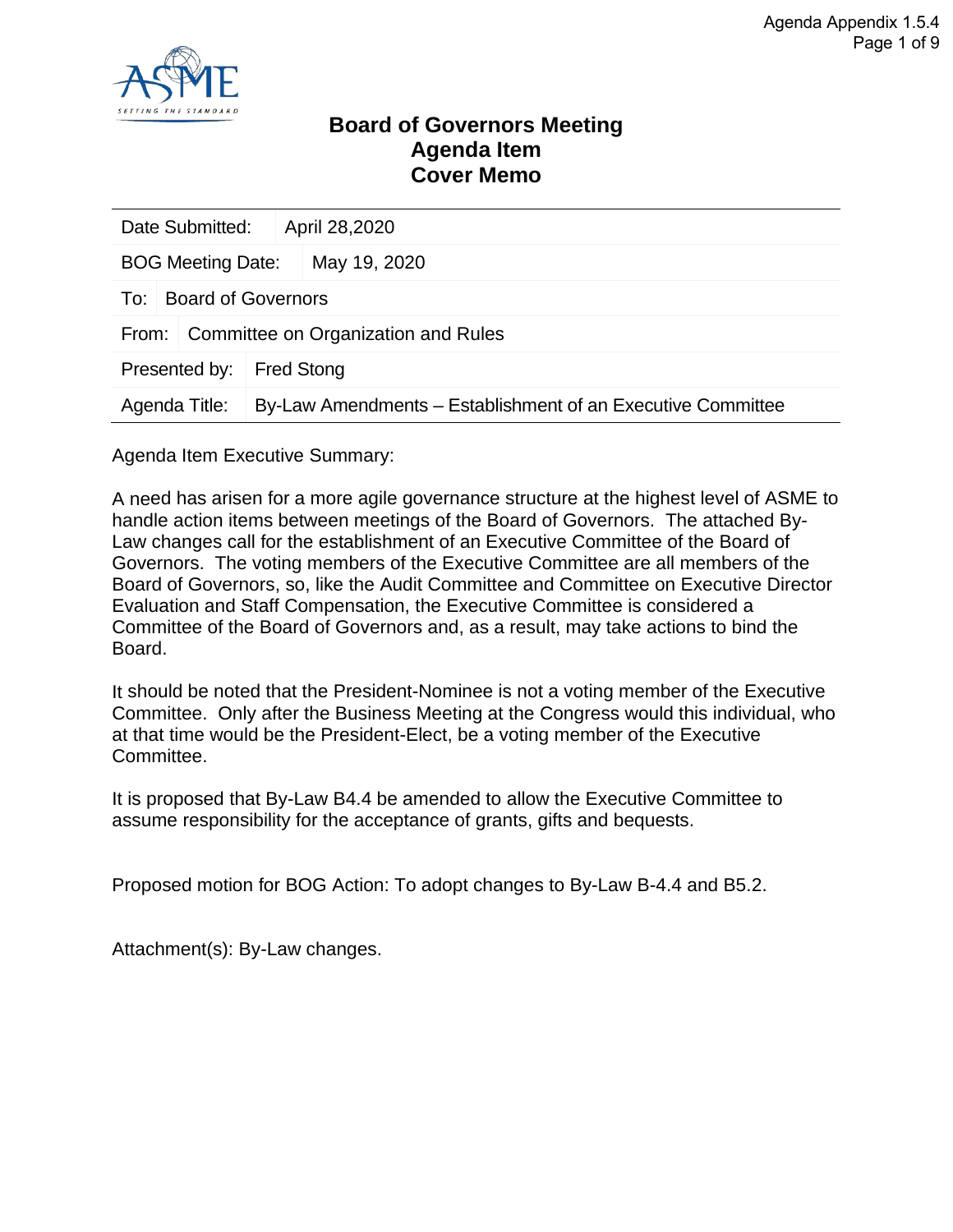# Board of Governors Meeting
# Agenda Item
# Cover Memo

| | |
|---|---|
| Date Submitted: | April 28,2020 |
| BOG Meeting Date: | May 19, 2020 |
| To: | Board of Governors |
| From: | Committee on Organization and Rules |
| Presented by: | Fred Stong |
| Agenda Title: | By-Law Amendments – Establishment of an Executive Committee |

Agenda Item Executive Summary:

A need has arisen for a more agile governance structure at the highest level of ASME to handle action items between meetings of the Board of Governors. The attached By-Law changes call for the establishment of an Executive Committee of the Board of Governors. The voting members of the Executive Committee are all members of the Board of Governors, so, like the Audit Committee and Committee on Executive Director Evaluation and Staff Compensation, the Executive Committee is considered a Committee of the Board of Governors and, as a result, may take actions to bind the Board.

It should be noted that the President-Nominee is not a voting member of the Executive Committee. Only after the Business Meeting at the Congress would this individual, who at that time would be the President-Elect, be a voting member of the Executive Committee.

It is proposed that By-Law B4.4 be amended to allow the Executive Committee to assume responsibility for the acceptance of grants, gifts and bequests.

Proposed motion for BOG Action: To adopt changes to By-Law B-4.4 and B5.2.

Attachment(s): By-Law changes.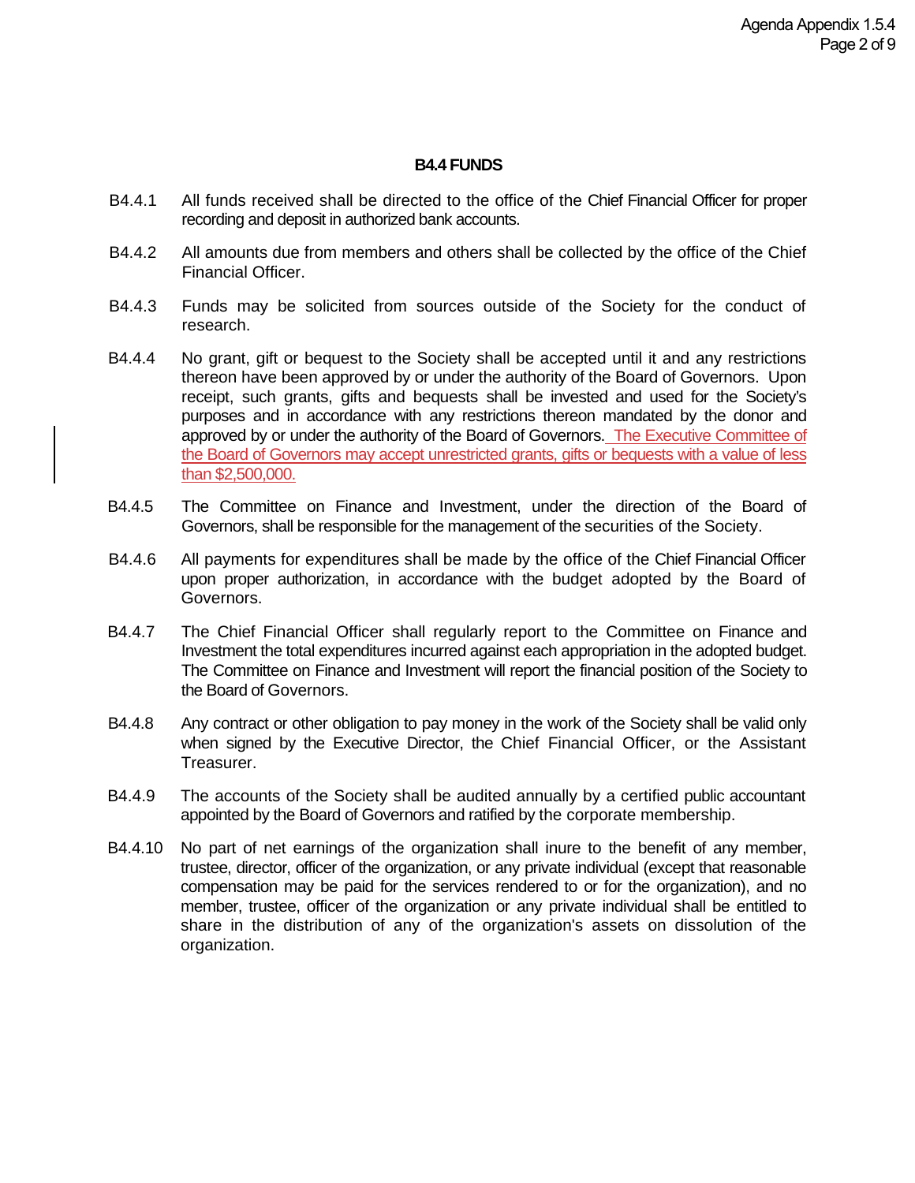## B4.4 FUNDS

B4.4.1 All funds received shall be directed to the office of the Chief Financial Officer for proper recording and deposit in authorized bank accounts.

B4.4.2 All amounts due from members and others shall be collected by the office of the Chief Financial Officer.

B4.4.3 Funds may be solicited from sources outside of the Society for the conduct of research.

B4.4.4 No grant, gift or bequest to the Society shall be accepted until it and any restrictions thereon have been approved by or under the authority of the Board of Governors. Upon receipt, such grants, gifts and bequests shall be invested and used for the Society's purposes and in accordance with any restrictions thereon mandated by the donor and approved by or under the authority of the Board of Governors. The Executive Committee of the Board of Governors may accept unrestricted grants, gifts or bequests with a value of less than $2,500,000.

B4.4.5 The Committee on Finance and Investment, under the direction of the Board of Governors, shall be responsible for the management of the securities of the Society.

B4.4.6 All payments for expenditures shall be made by the office of the Chief Financial Officer upon proper authorization, in accordance with the budget adopted by the Board of Governors.

B4.4.7 The Chief Financial Officer shall regularly report to the Committee on Finance and Investment the total expenditures incurred against each appropriation in the adopted budget. The Committee on Finance and Investment will report the financial position of the Society to the Board of Governors.

B4.4.8 Any contract or other obligation to pay money in the work of the Society shall be valid only when signed by the Executive Director, the Chief Financial Officer, or the Assistant Treasurer.

B4.4.9 The accounts of the Society shall be audited annually by a certified public accountant appointed by the Board of Governors and ratified by the corporate membership.

B4.4.10 No part of net earnings of the organization shall inure to the benefit of any member, trustee, director, officer of the organization, or any private individual (except that reasonable compensation may be paid for the services rendered to or for the organization), and no member, trustee, officer of the organization or any private individual shall be entitled to share in the distribution of any of the organization's assets on dissolution of the organization.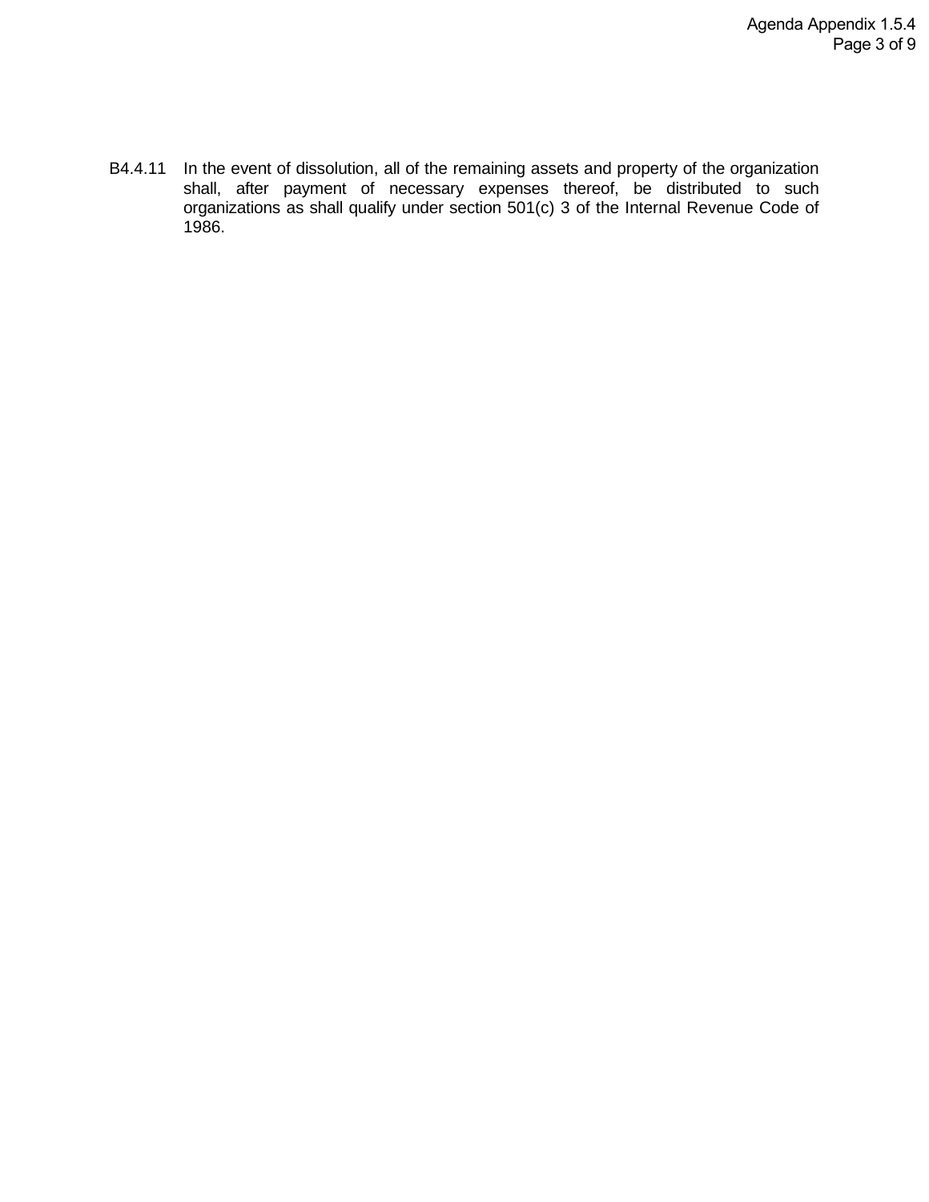B4.4.11 In the event of dissolution, all of the remaining assets and property of the organization shall, after payment of necessary expenses thereof, be distributed to such organizations as shall qualify under section 501(c) 3 of the Internal Revenue Code of 1986.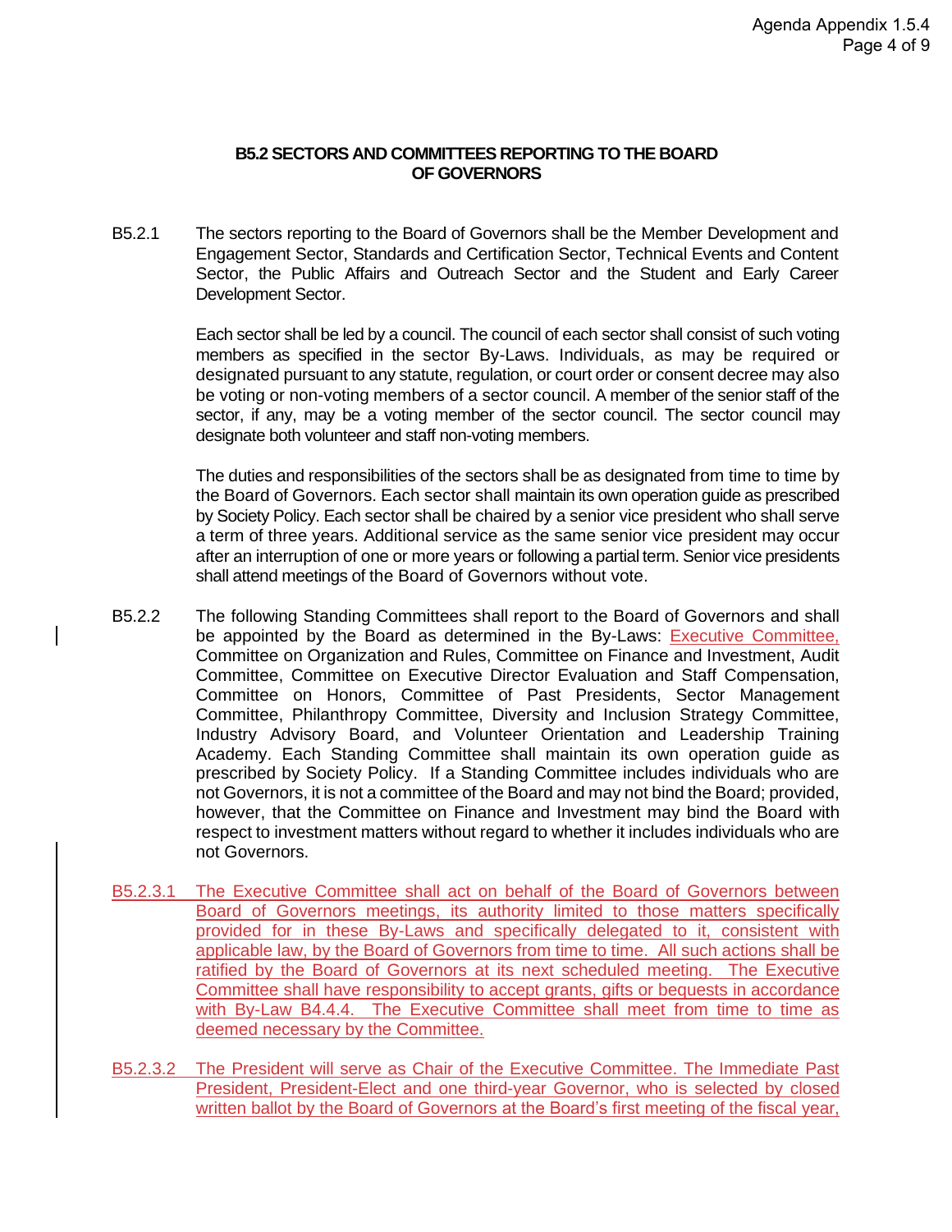## B5.2 SECTORS AND COMMITTEES REPORTING TO THE BOARD OF GOVERNORS

B5.2.1 The sectors reporting to the Board of Governors shall be the Member Development and Engagement Sector, Standards and Certification Sector, Technical Events and Content Sector, the Public Affairs and Outreach Sector and the Student and Early Career Development Sector.

Each sector shall be led by a council. The council of each sector shall consist of such voting members as specified in the sector By-Laws. Individuals, as may be required or designated pursuant to any statute, regulation, or court order or consent decree may also be voting or non-voting members of a sector council. A member of the senior staff of the sector, if any, may be a voting member of the sector council. The sector council may designate both volunteer and staff non-voting members.

The duties and responsibilities of the sectors shall be as designated from time to time by the Board of Governors. Each sector shall maintain its own operation guide as prescribed by Society Policy. Each sector shall be chaired by a senior vice president who shall serve a term of three years. Additional service as the same senior vice president may occur after an interruption of one or more years or following a partial term. Senior vice presidents shall attend meetings of the Board of Governors without vote.

B5.2.2 The following Standing Committees shall report to the Board of Governors and shall be appointed by the Board as determined in the By-Laws: Executive Committee, Committee on Organization and Rules, Committee on Finance and Investment, Audit Committee, Committee on Executive Director Evaluation and Staff Compensation, Committee on Honors, Committee of Past Presidents, Sector Management Committee, Philanthropy Committee, Diversity and Inclusion Strategy Committee, Industry Advisory Board, and Volunteer Orientation and Leadership Training Academy. Each Standing Committee shall maintain its own operation guide as prescribed by Society Policy. If a Standing Committee includes individuals who are not Governors, it is not a committee of the Board and may not bind the Board; provided, however, that the Committee on Finance and Investment may bind the Board with respect to investment matters without regard to whether it includes individuals who are not Governors.

B5.2.3.1 The Executive Committee shall act on behalf of the Board of Governors between Board of Governors meetings, its authority limited to those matters specifically provided for in these By-Laws and specifically delegated to it, consistent with applicable law, by the Board of Governors from time to time. All such actions shall be ratified by the Board of Governors at its next scheduled meeting. The Executive Committee shall have responsibility to accept grants, gifts or bequests in accordance with By-Law B4.4.4. The Executive Committee shall meet from time to time as deemed necessary by the Committee.

B5.2.3.2 The President will serve as Chair of the Executive Committee. The Immediate Past President, President-Elect and one third-year Governor, who is selected by closed written ballot by the Board of Governors at the Board's first meeting of the fiscal year,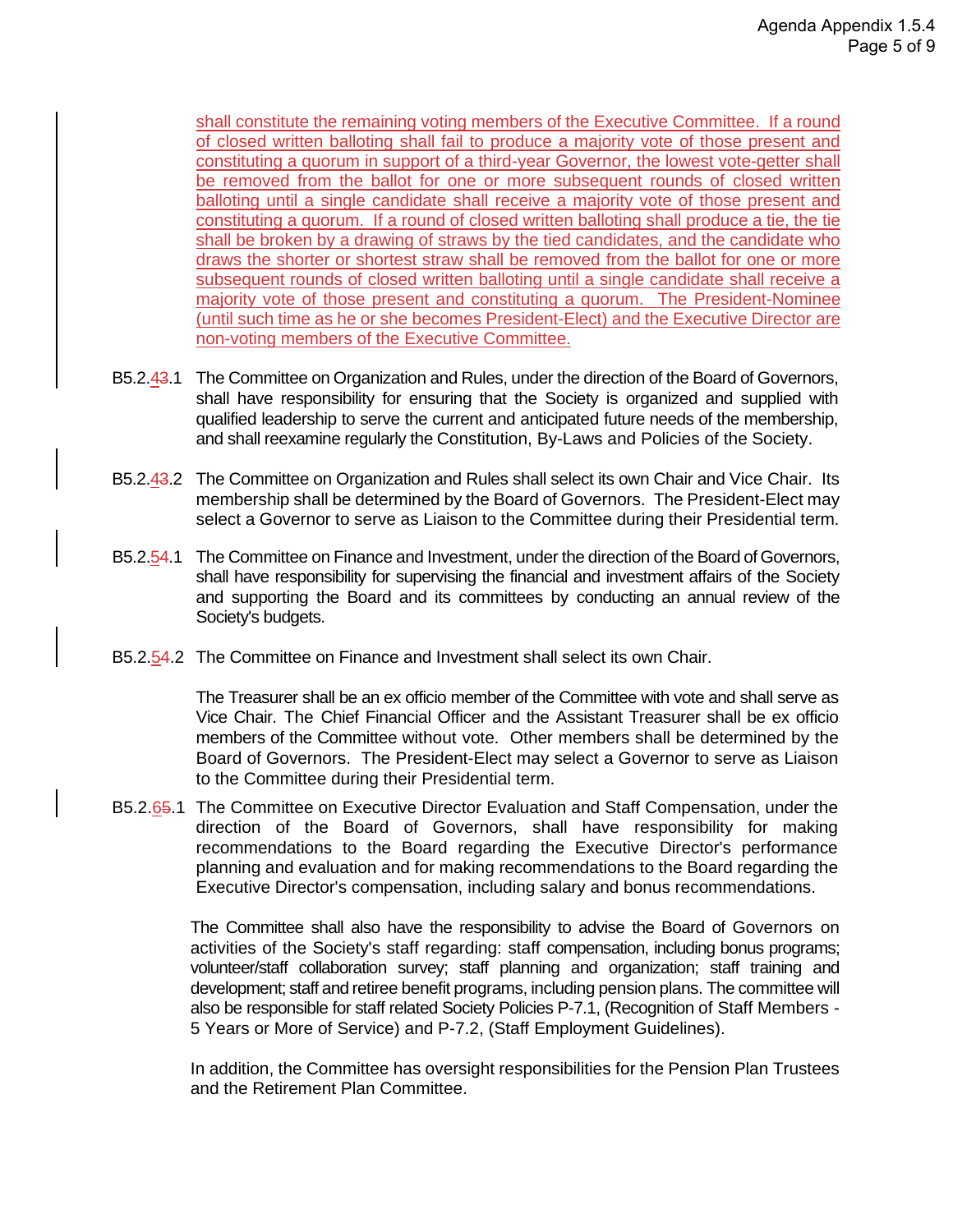shall constitute the remaining voting members of the Executive Committee. If a round of closed written balloting shall fail to produce a majority vote of those present and constituting a quorum in support of a third-year Governor, the lowest vote-getter shall be removed from the ballot for one or more subsequent rounds of closed written balloting until a single candidate shall receive a majority vote of those present and constituting a quorum. If a round of closed written balloting shall produce a tie, the tie shall be broken by a drawing of straws by the tied candidates, and the candidate who draws the shorter or shortest straw shall be removed from the ballot for one or more subsequent rounds of closed written balloting until a single candidate shall receive a majority vote of those present and constituting a quorum. The President-Nominee (until such time as he or she becomes President-Elect) and the Executive Director are non-voting members of the Executive Committee.

B5.2.43.1 The Committee on Organization and Rules, under the direction of the Board of Governors, shall have responsibility for ensuring that the Society is organized and supplied with qualified leadership to serve the current and anticipated future needs of the membership, and shall reexamine regularly the Constitution, By-Laws and Policies of the Society.

B5.2.43.2 The Committee on Organization and Rules shall select its own Chair and Vice Chair. Its membership shall be determined by the Board of Governors. The President-Elect may select a Governor to serve as Liaison to the Committee during their Presidential term.

B5.2.54.1 The Committee on Finance and Investment, under the direction of the Board of Governors, shall have responsibility for supervising the financial and investment affairs of the Society and supporting the Board and its committees by conducting an annual review of the Society's budgets.

B5.2.54.2 The Committee on Finance and Investment shall select its own Chair.

The Treasurer shall be an ex officio member of the Committee with vote and shall serve as Vice Chair. The Chief Financial Officer and the Assistant Treasurer shall be ex officio members of the Committee without vote. Other members shall be determined by the Board of Governors. The President-Elect may select a Governor to serve as Liaison to the Committee during their Presidential term.

B5.2.65.1 The Committee on Executive Director Evaluation and Staff Compensation, under the direction of the Board of Governors, shall have responsibility for making recommendations to the Board regarding the Executive Director's performance planning and evaluation and for making recommendations to the Board regarding the Executive Director's compensation, including salary and bonus recommendations.

The Committee shall also have the responsibility to advise the Board of Governors on activities of the Society's staff regarding: staff compensation, including bonus programs; volunteer/staff collaboration survey; staff planning and organization; staff training and development; staff and retiree benefit programs, including pension plans. The committee will also be responsible for staff related Society Policies P-7.1, (Recognition of Staff Members - 5 Years or More of Service) and P-7.2, (Staff Employment Guidelines).

In addition, the Committee has oversight responsibilities for the Pension Plan Trustees and the Retirement Plan Committee.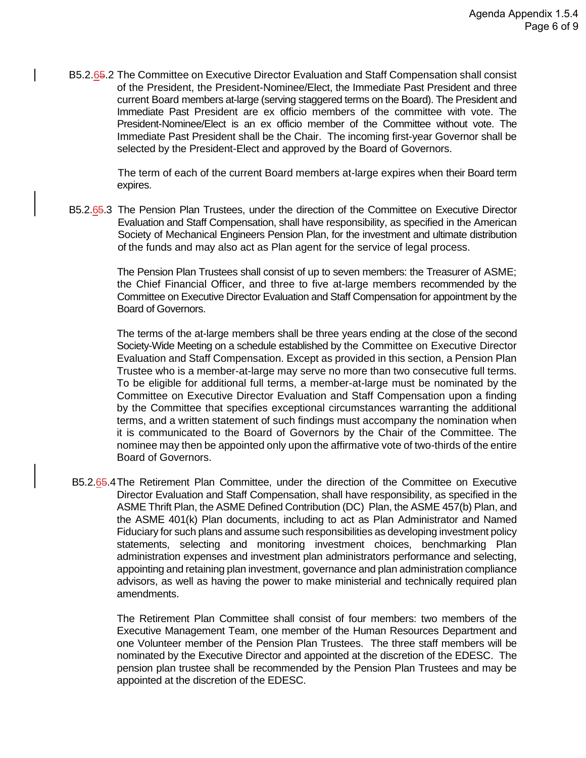B5.2.~~5~~6.2 The Committee on Executive Director Evaluation and Staff Compensation shall consist of the President, the President-Nominee/Elect, the Immediate Past President and three current Board members at-large (serving staggered terms on the Board). The President and Immediate Past President are ex officio members of the committee with vote. The President-Nominee/Elect is an ex officio member of the Committee without vote. The Immediate Past President shall be the Chair. The incoming first-year Governor shall be selected by the President-Elect and approved by the Board of Governors.

The term of each of the current Board members at-large expires when their Board term expires.

B5.2.~~5~~6.3 The Pension Plan Trustees, under the direction of the Committee on Executive Director Evaluation and Staff Compensation, shall have responsibility, as specified in the American Society of Mechanical Engineers Pension Plan, for the investment and ultimate distribution of the funds and may also act as Plan agent for the service of legal process.

The Pension Plan Trustees shall consist of up to seven members: the Treasurer of ASME; the Chief Financial Officer, and three to five at-large members recommended by the Committee on Executive Director Evaluation and Staff Compensation for appointment by the Board of Governors.

The terms of the at-large members shall be three years ending at the close of the second Society-Wide Meeting on a schedule established by the Committee on Executive Director Evaluation and Staff Compensation. Except as provided in this section, a Pension Plan Trustee who is a member-at-large may serve no more than two consecutive full terms. To be eligible for additional full terms, a member-at-large must be nominated by the Committee on Executive Director Evaluation and Staff Compensation upon a finding by the Committee that specifies exceptional circumstances warranting the additional terms, and a written statement of such findings must accompany the nomination when it is communicated to the Board of Governors by the Chair of the Committee. The nominee may then be appointed only upon the affirmative vote of two-thirds of the entire Board of Governors.

B5.2.~~5~~6.4 The Retirement Plan Committee, under the direction of the Committee on Executive Director Evaluation and Staff Compensation, shall have responsibility, as specified in the ASME Thrift Plan, the ASME Defined Contribution (DC) Plan, the ASME 457(b) Plan, and the ASME 401(k) Plan documents, including to act as Plan Administrator and Named Fiduciary for such plans and assume such responsibilities as developing investment policy statements, selecting and monitoring investment choices, benchmarking Plan administration expenses and investment plan administrators performance and selecting, appointing and retaining plan investment, governance and plan administration compliance advisors, as well as having the power to make ministerial and technically required plan amendments.

The Retirement Plan Committee shall consist of four members: two members of the Executive Management Team, one member of the Human Resources Department and one Volunteer member of the Pension Plan Trustees. The three staff members will be nominated by the Executive Director and appointed at the discretion of the EDESC. The pension plan trustee shall be recommended by the Pension Plan Trustees and may be appointed at the discretion of the EDESC.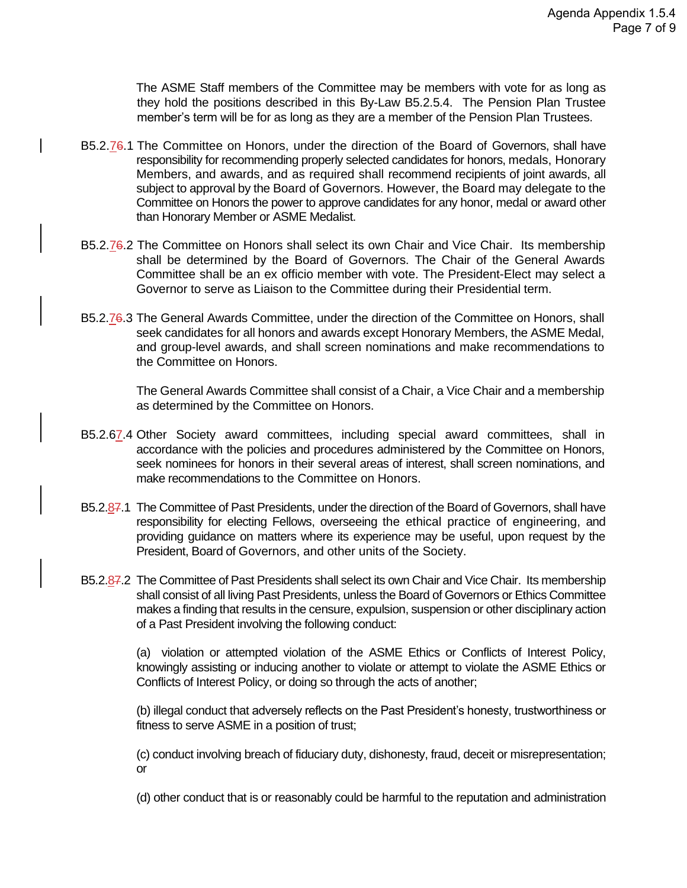The ASME Staff members of the Committee may be members with vote for as long as they hold the positions described in this By-Law B5.2.5.4. The Pension Plan Trustee member's term will be for as long as they are a member of the Pension Plan Trustees.

B5.2.76.1 The Committee on Honors, under the direction of the Board of Governors, shall have responsibility for recommending properly selected candidates for honors, medals, Honorary Members, and awards, and as required shall recommend recipients of joint awards, all subject to approval by the Board of Governors. However, the Board may delegate to the Committee on Honors the power to approve candidates for any honor, medal or award other than Honorary Member or ASME Medalist.

B5.2.76.2 The Committee on Honors shall select its own Chair and Vice Chair. Its membership shall be determined by the Board of Governors. The Chair of the General Awards Committee shall be an ex officio member with vote. The President-Elect may select a Governor to serve as Liaison to the Committee during their Presidential term.

B5.2.76.3 The General Awards Committee, under the direction of the Committee on Honors, shall seek candidates for all honors and awards except Honorary Members, the ASME Medal, and group-level awards, and shall screen nominations and make recommendations to the Committee on Honors.

The General Awards Committee shall consist of a Chair, a Vice Chair and a membership as determined by the Committee on Honors.

B5.2.67.4 Other Society award committees, including special award committees, shall in accordance with the policies and procedures administered by the Committee on Honors, seek nominees for honors in their several areas of interest, shall screen nominations, and make recommendations to the Committee on Honors.

B5.2.87.1 The Committee of Past Presidents, under the direction of the Board of Governors, shall have responsibility for electing Fellows, overseeing the ethical practice of engineering, and providing guidance on matters where its experience may be useful, upon request by the President, Board of Governors, and other units of the Society.

B5.2.87.2 The Committee of Past Presidents shall select its own Chair and Vice Chair. Its membership shall consist of all living Past Presidents, unless the Board of Governors or Ethics Committee makes a finding that results in the censure, expulsion, suspension or other disciplinary action of a Past President involving the following conduct:

(a) violation or attempted violation of the ASME Ethics or Conflicts of Interest Policy, knowingly assisting or inducing another to violate or attempt to violate the ASME Ethics or Conflicts of Interest Policy, or doing so through the acts of another;

(b) illegal conduct that adversely reflects on the Past President's honesty, trustworthiness or fitness to serve ASME in a position of trust;

(c) conduct involving breach of fiduciary duty, dishonesty, fraud, deceit or misrepresentation; or

(d) other conduct that is or reasonably could be harmful to the reputation and administration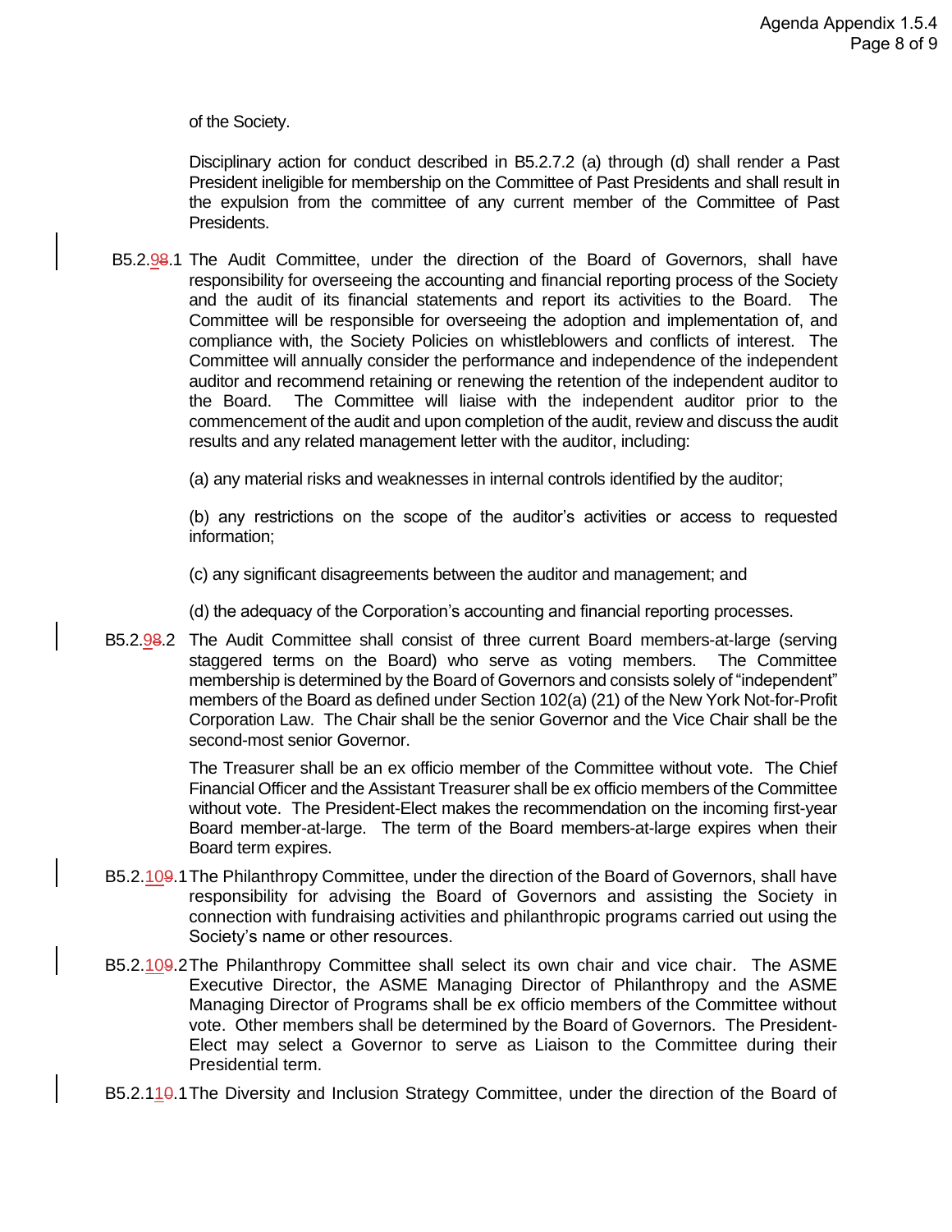of the Society.

Disciplinary action for conduct described in B5.2.7.2 (a) through (d) shall render a Past President ineligible for membership on the Committee of Past Presidents and shall result in the expulsion from the committee of any current member of the Committee of Past Presidents.

B5.2.98.1 The Audit Committee, under the direction of the Board of Governors, shall have responsibility for overseeing the accounting and financial reporting process of the Society and the audit of its financial statements and report its activities to the Board. The Committee will be responsible for overseeing the adoption and implementation of, and compliance with, the Society Policies on whistleblowers and conflicts of interest. The Committee will annually consider the performance and independence of the independent auditor and recommend retaining or renewing the retention of the independent auditor to the Board. The Committee will liaise with the independent auditor prior to the commencement of the audit and upon completion of the audit, review and discuss the audit results and any related management letter with the auditor, including:

(a) any material risks and weaknesses in internal controls identified by the auditor;

(b) any restrictions on the scope of the auditor's activities or access to requested information;

(c) any significant disagreements between the auditor and management; and

(d) the adequacy of the Corporation's accounting and financial reporting processes.

B5.2.98.2 The Audit Committee shall consist of three current Board members-at-large (serving staggered terms on the Board) who serve as voting members. The Committee membership is determined by the Board of Governors and consists solely of "independent" members of the Board as defined under Section 102(a) (21) of the New York Not-for-Profit Corporation Law. The Chair shall be the senior Governor and the Vice Chair shall be the second-most senior Governor.

The Treasurer shall be an ex officio member of the Committee without vote. The Chief Financial Officer and the Assistant Treasurer shall be ex officio members of the Committee without vote. The President-Elect makes the recommendation on the incoming first-year Board member-at-large. The term of the Board members-at-large expires when their Board term expires.

B5.2.109.1 The Philanthropy Committee, under the direction of the Board of Governors, shall have responsibility for advising the Board of Governors and assisting the Society in connection with fundraising activities and philanthropic programs carried out using the Society's name or other resources.

B5.2.109.2 The Philanthropy Committee shall select its own chair and vice chair. The ASME Executive Director, the ASME Managing Director of Philanthropy and the ASME Managing Director of Programs shall be ex officio members of the Committee without vote. Other members shall be determined by the Board of Governors. The President-Elect may select a Governor to serve as Liaison to the Committee during their Presidential term.

B5.2.110.1 The Diversity and Inclusion Strategy Committee, under the direction of the Board of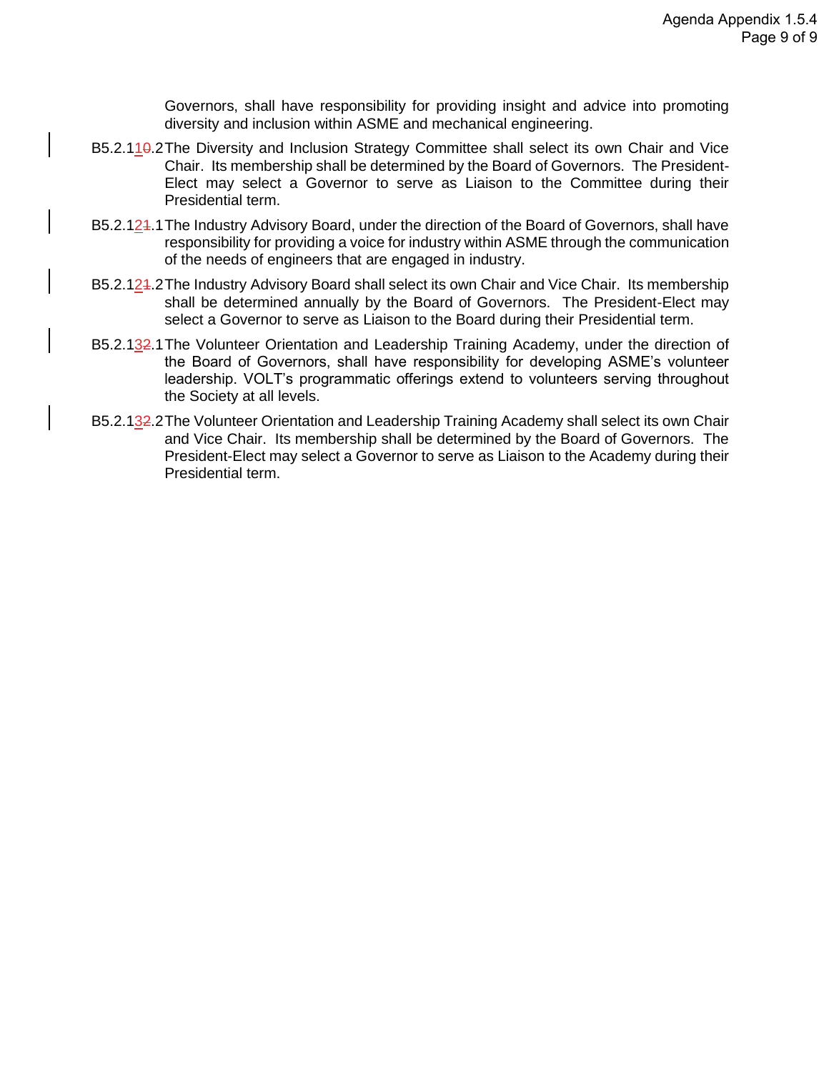Governors, shall have responsibility for providing insight and advice into promoting diversity and inclusion within ASME and mechanical engineering.

B5.2.11~~0~~.2 The Diversity and Inclusion Strategy Committee shall select its own Chair and Vice Chair. Its membership shall be determined by the Board of Governors. The President-Elect may select a Governor to serve as Liaison to the Committee during their Presidential term.

B5.2.12~~1~~.1 The Industry Advisory Board, under the direction of the Board of Governors, shall have responsibility for providing a voice for industry within ASME through the communication of the needs of engineers that are engaged in industry.

B5.2.12~~1~~.2 The Industry Advisory Board shall select its own Chair and Vice Chair. Its membership shall be determined annually by the Board of Governors. The President-Elect may select a Governor to serve as Liaison to the Board during their Presidential term.

B5.2.13~~2~~.1 The Volunteer Orientation and Leadership Training Academy, under the direction of the Board of Governors, shall have responsibility for developing ASME's volunteer leadership. VOLT's programmatic offerings extend to volunteers serving throughout the Society at all levels.

B5.2.13~~2~~.2 The Volunteer Orientation and Leadership Training Academy shall select its own Chair and Vice Chair. Its membership shall be determined by the Board of Governors. The President-Elect may select a Governor to serve as Liaison to the Academy during their Presidential term.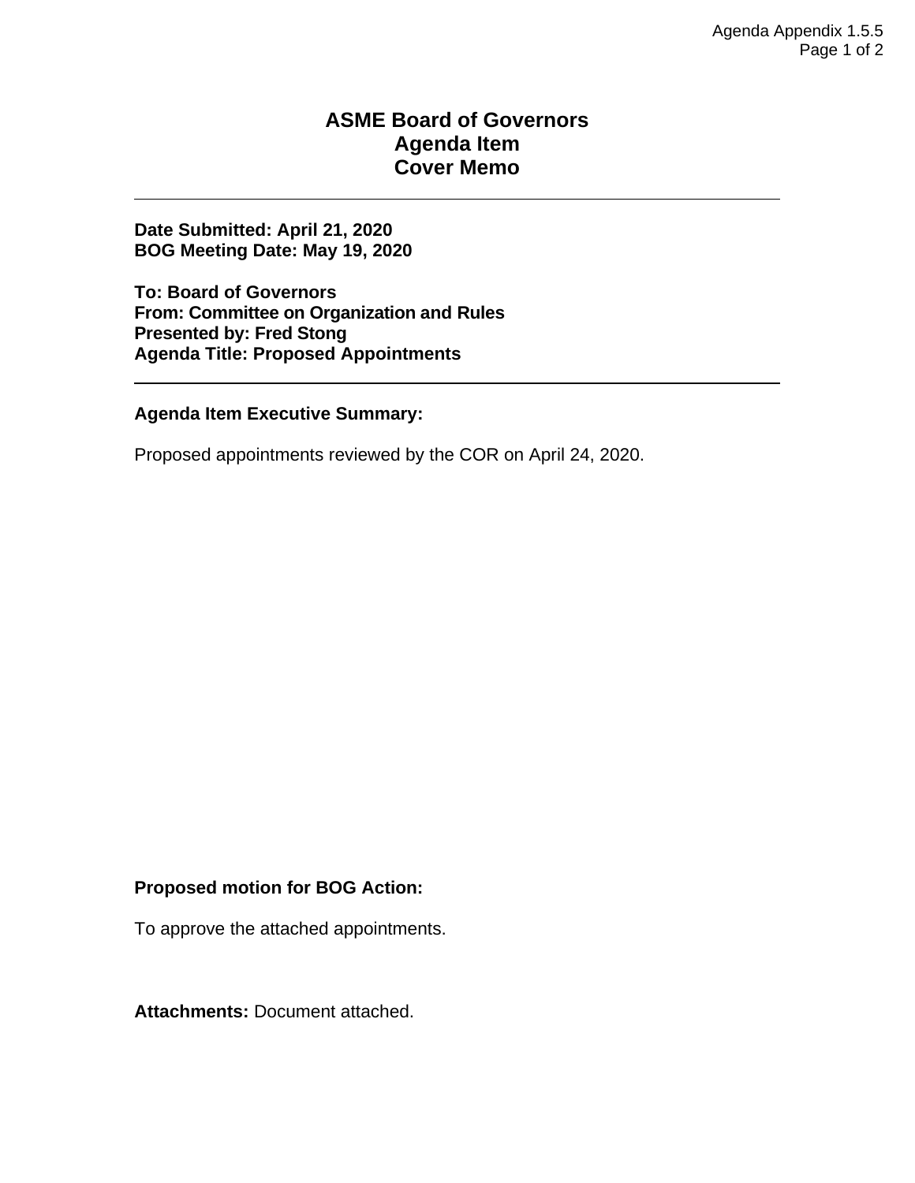Agenda Appendix 1.5.5

# ASME Board of Governors
# Agenda Item
# Cover Memo

---

**Date Submitted: April 21, 2020**
**BOG Meeting Date: May 19, 2020**

**To: Board of Governors**
**From: Committee on Organization and Rules**
**Presented by: Fred Stong**
**Agenda Title: Proposed Appointments**

---

**Agenda Item Executive Summary:**

Proposed appointments reviewed by the COR on April 24, 2020.

**Proposed motion for BOG Action:**

To approve the attached appointments.

**Attachments:** Document attached.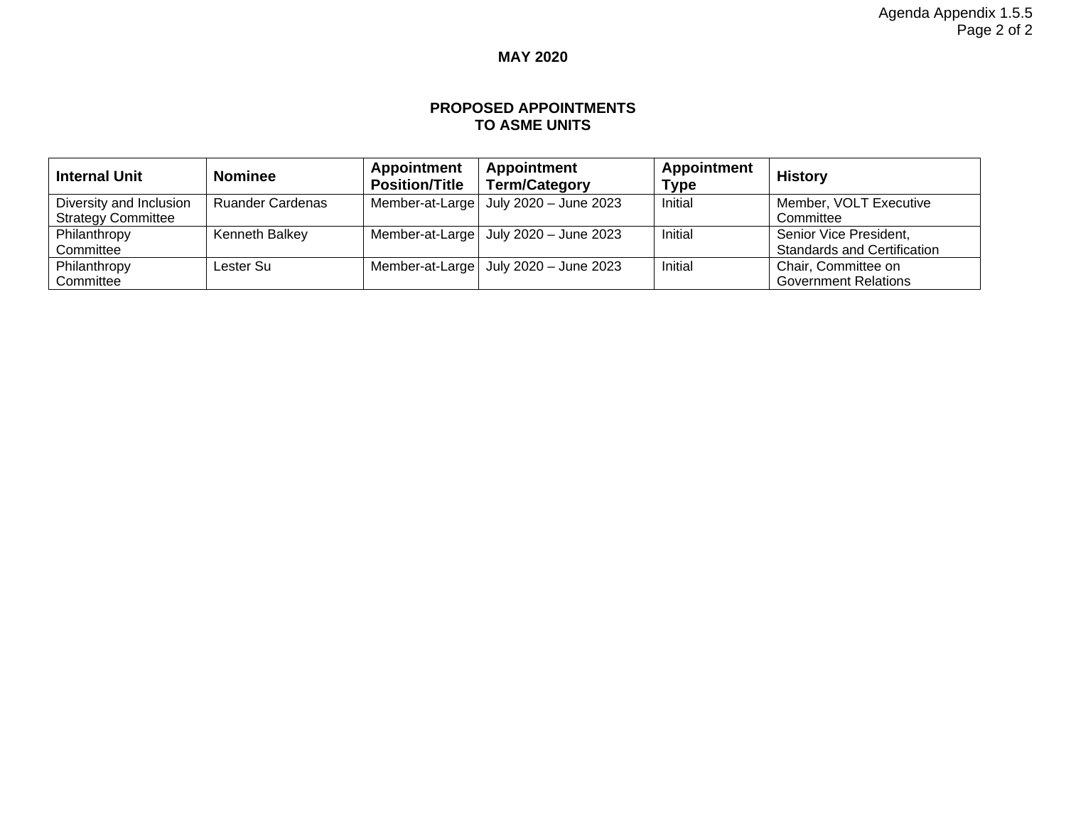**MAY 2020**

**PROPOSED APPOINTMENTS TO ASME UNITS**

| Internal Unit | Nominee | Appointment Position/Title | Appointment Term/Category | Appointment Type | History |
|---|---|---|---|---|---|
| Diversity and Inclusion Strategy Committee | Ruander Cardenas | Member-at-Large | July 2020 – June 2023 | Initial | Member, VOLT Executive Committee |
| Philanthropy Committee | Kenneth Balkey | Member-at-Large | July 2020 – June 2023 | Initial | Senior Vice President, Standards and Certification |
| Philanthropy Committee | Lester Su | Member-at-Large | July 2020 – June 2023 | Initial | Chair, Committee on Government Relations |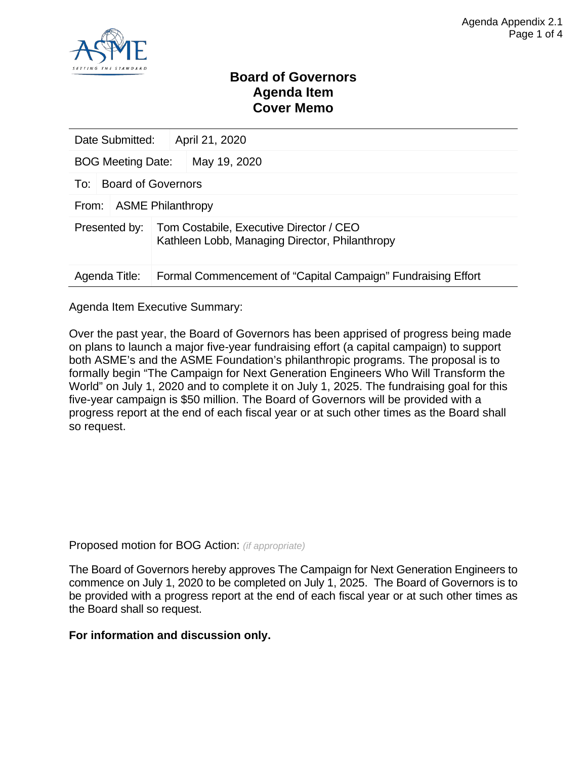# Board of Governors
## Agenda Item
## Cover Memo

| | |
|---|---|
| Date Submitted: | April 21, 2020 |
| BOG Meeting Date: | May 19, 2020 |
| To: | Board of Governors |
| From: | ASME Philanthropy |
| Presented by: | Tom Costabile, Executive Director / CEO<br>Kathleen Lobb, Managing Director, Philanthropy |
| Agenda Title: | Formal Commencement of "Capital Campaign" Fundraising Effort |

Agenda Item Executive Summary:

Over the past year, the Board of Governors has been apprised of progress being made on plans to launch a major five-year fundraising effort (a capital campaign) to support both ASME's and the ASME Foundation's philanthropic programs. The proposal is to formally begin "The Campaign for Next Generation Engineers Who Will Transform the World" on July 1, 2020 and to complete it on July 1, 2025. The fundraising goal for this five-year campaign is $50 million. The Board of Governors will be provided with a progress report at the end of each fiscal year or at such other times as the Board shall so request.

Proposed motion for BOG Action: *(if appropriate)*

The Board of Governors hereby approves The Campaign for Next Generation Engineers to commence on July 1, 2020 to be completed on July 1, 2025. The Board of Governors is to be provided with a progress report at the end of each fiscal year or at such other times as the Board shall so request.

**For information and discussion only.**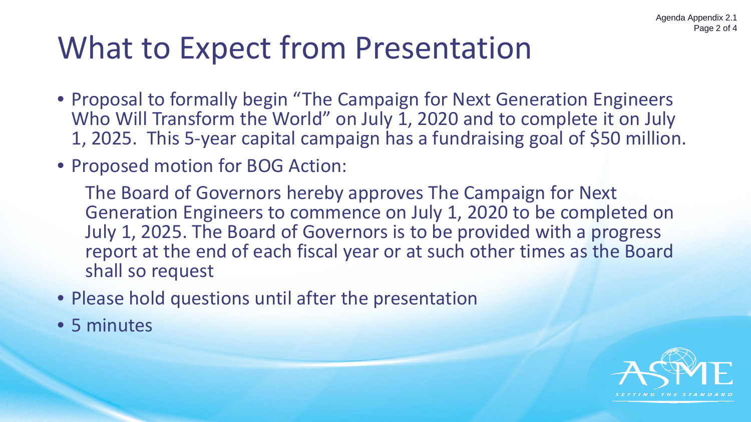# What to Expect from Presentation

- Proposal to formally begin "The Campaign for Next Generation Engineers Who Will Transform the World" on July 1, 2020 and to complete it on July 1, 2025. This 5-year capital campaign has a fundraising goal of $50 million.
- Proposed motion for BOG Action:

  The Board of Governors hereby approves The Campaign for Next Generation Engineers to commence on July 1, 2020 to be completed on July 1, 2025. The Board of Governors is to be provided with a progress report at the end of each fiscal year or at such other times as the Board shall so request

- Please hold questions until after the presentation
- 5 minutes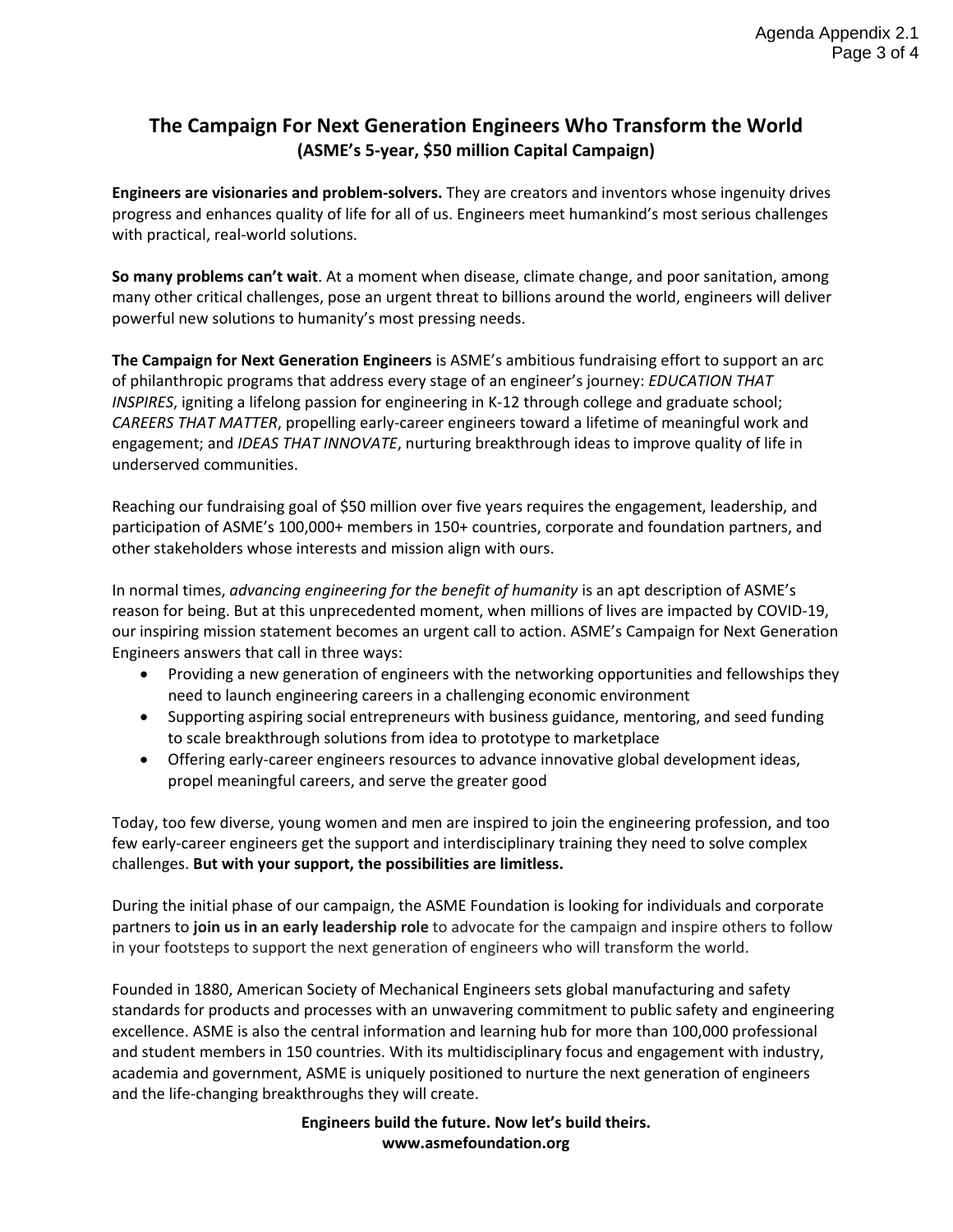# The Campaign For Next Generation Engineers Who Transform the World

**(ASME's 5-year, $50 million Capital Campaign)**

**Engineers are visionaries and problem-solvers.** They are creators and inventors whose ingenuity drives progress and enhances quality of life for all of us. Engineers meet humankind's most serious challenges with practical, real-world solutions.

**So many problems can't wait**. At a moment when disease, climate change, and poor sanitation, among many other critical challenges, pose an urgent threat to billions around the world, engineers will deliver powerful new solutions to humanity's most pressing needs.

**The Campaign for Next Generation Engineers** is ASME's ambitious fundraising effort to support an arc of philanthropic programs that address every stage of an engineer's journey: *EDUCATION THAT INSPIRES*, igniting a lifelong passion for engineering in K-12 through college and graduate school; *CAREERS THAT MATTER*, propelling early-career engineers toward a lifetime of meaningful work and engagement; and *IDEAS THAT INNOVATE*, nurturing breakthrough ideas to improve quality of life in underserved communities.

Reaching our fundraising goal of $50 million over five years requires the engagement, leadership, and participation of ASME's 100,000+ members in 150+ countries, corporate and foundation partners, and other stakeholders whose interests and mission align with ours.

In normal times, *advancing engineering for the benefit of humanity* is an apt description of ASME's reason for being. But at this unprecedented moment, when millions of lives are impacted by COVID-19, our inspiring mission statement becomes an urgent call to action. ASME's Campaign for Next Generation Engineers answers that call in three ways:

- Providing a new generation of engineers with the networking opportunities and fellowships they need to launch engineering careers in a challenging economic environment
- Supporting aspiring social entrepreneurs with business guidance, mentoring, and seed funding to scale breakthrough solutions from idea to prototype to marketplace
- Offering early-career engineers resources to advance innovative global development ideas, propel meaningful careers, and serve the greater good

Today, too few diverse, young women and men are inspired to join the engineering profession, and too few early-career engineers get the support and interdisciplinary training they need to solve complex challenges. **But with your support, the possibilities are limitless.**

During the initial phase of our campaign, the ASME Foundation is looking for individuals and corporate partners to **join us in an early leadership role** to advocate for the campaign and inspire others to follow in your footsteps to support the next generation of engineers who will transform the world.

Founded in 1880, American Society of Mechanical Engineers sets global manufacturing and safety standards for products and processes with an unwavering commitment to public safety and engineering excellence. ASME is also the central information and learning hub for more than 100,000 professional and student members in 150 countries. With its multidisciplinary focus and engagement with industry, academia and government, ASME is uniquely positioned to nurture the next generation of engineers and the life-changing breakthroughs they will create.

**Engineers build the future. Now let's build theirs.**
**www.asmefoundation.org**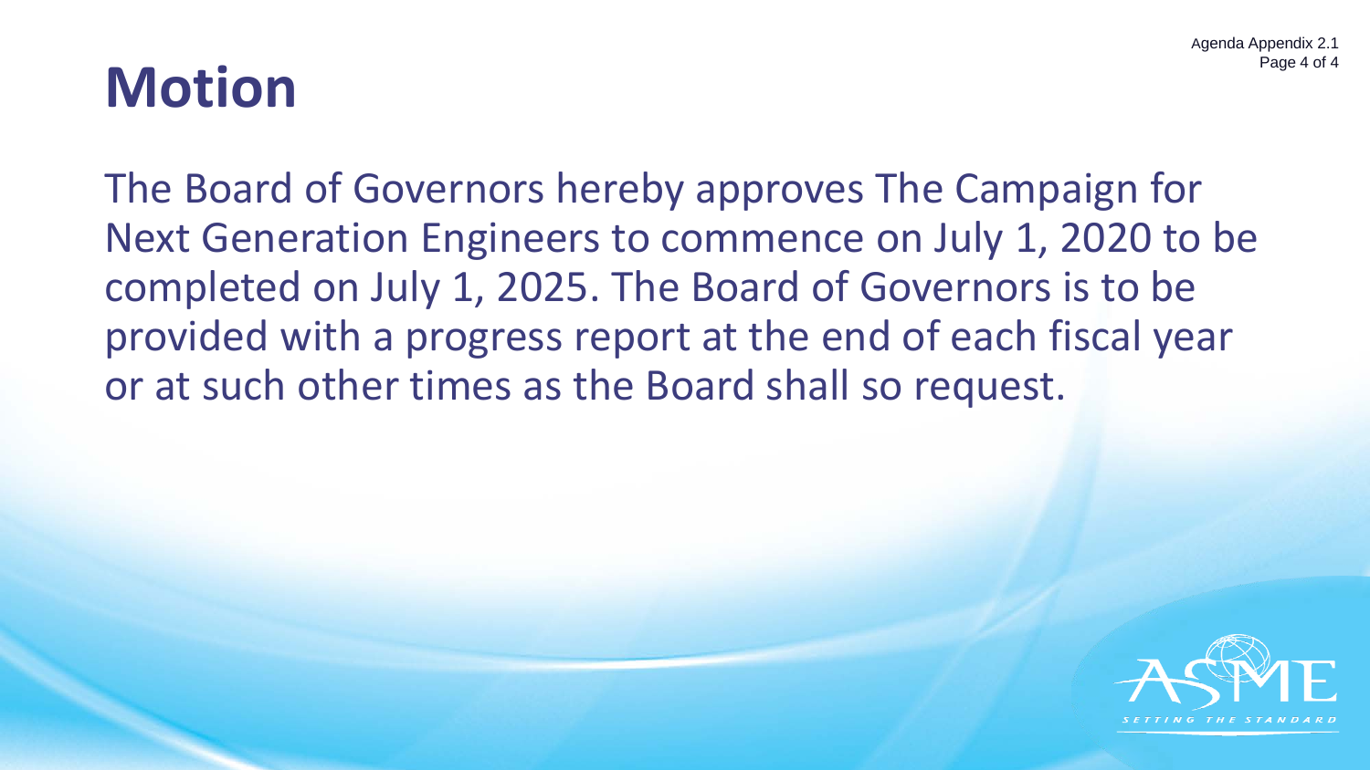# Motion

The Board of Governors hereby approves The Campaign for Next Generation Engineers to commence on July 1, 2020 to be completed on July 1, 2025. The Board of Governors is to be provided with a progress report at the end of each fiscal year or at such other times as the Board shall so request.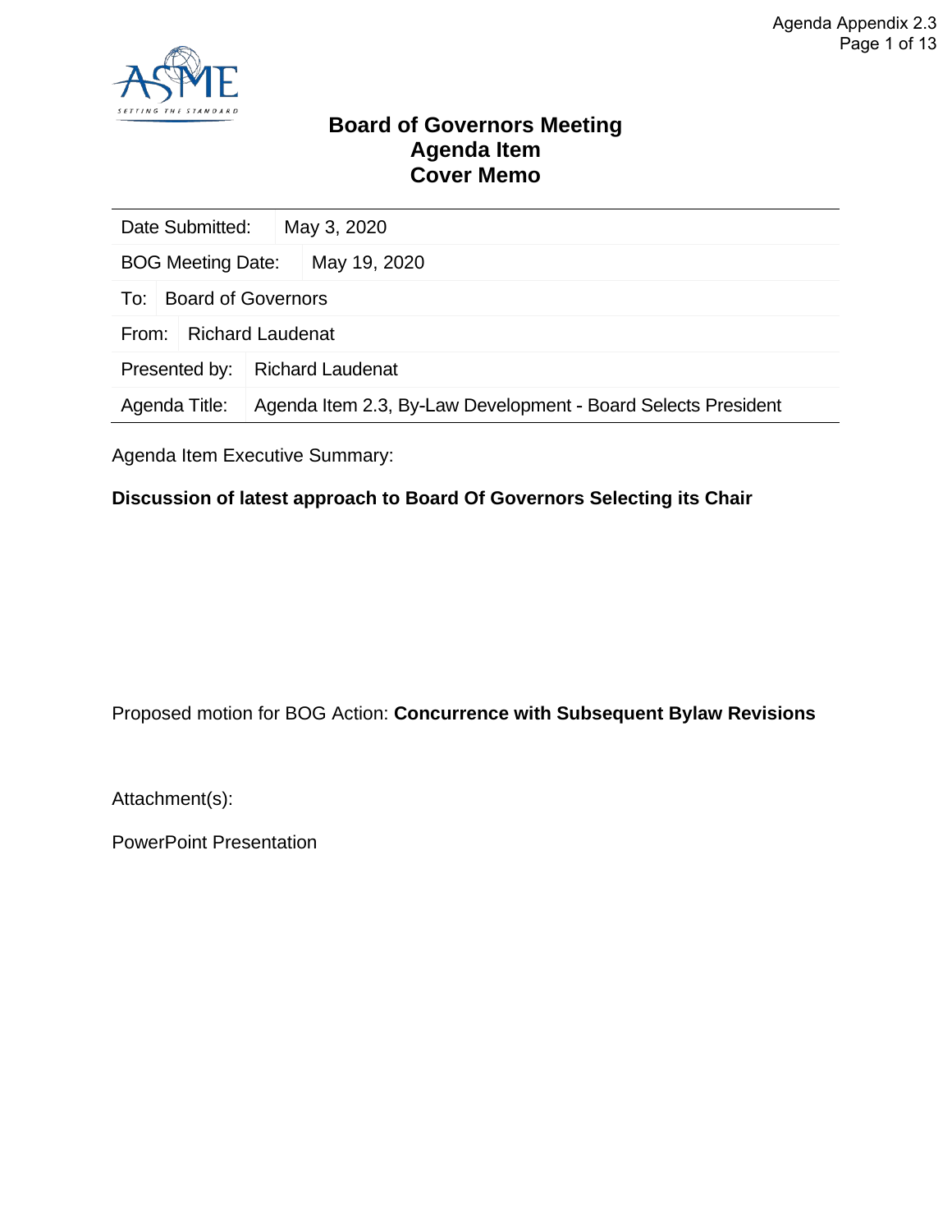# Board of Governors Meeting
## Agenda Item
## Cover Memo

| Date Submitted: | May 3, 2020 |
|---|---|
| BOG Meeting Date: | May 19, 2020 |
| To: | Board of Governors |
| From: | Richard Laudenat |
| Presented by: | Richard Laudenat |
| Agenda Title: | Agenda Item 2.3, By-Law Development - Board Selects President |

Agenda Item Executive Summary:

**Discussion of latest approach to Board Of Governors Selecting its Chair**

Proposed motion for BOG Action: **Concurrence with Subsequent Bylaw Revisions**

Attachment(s):

PowerPoint Presentation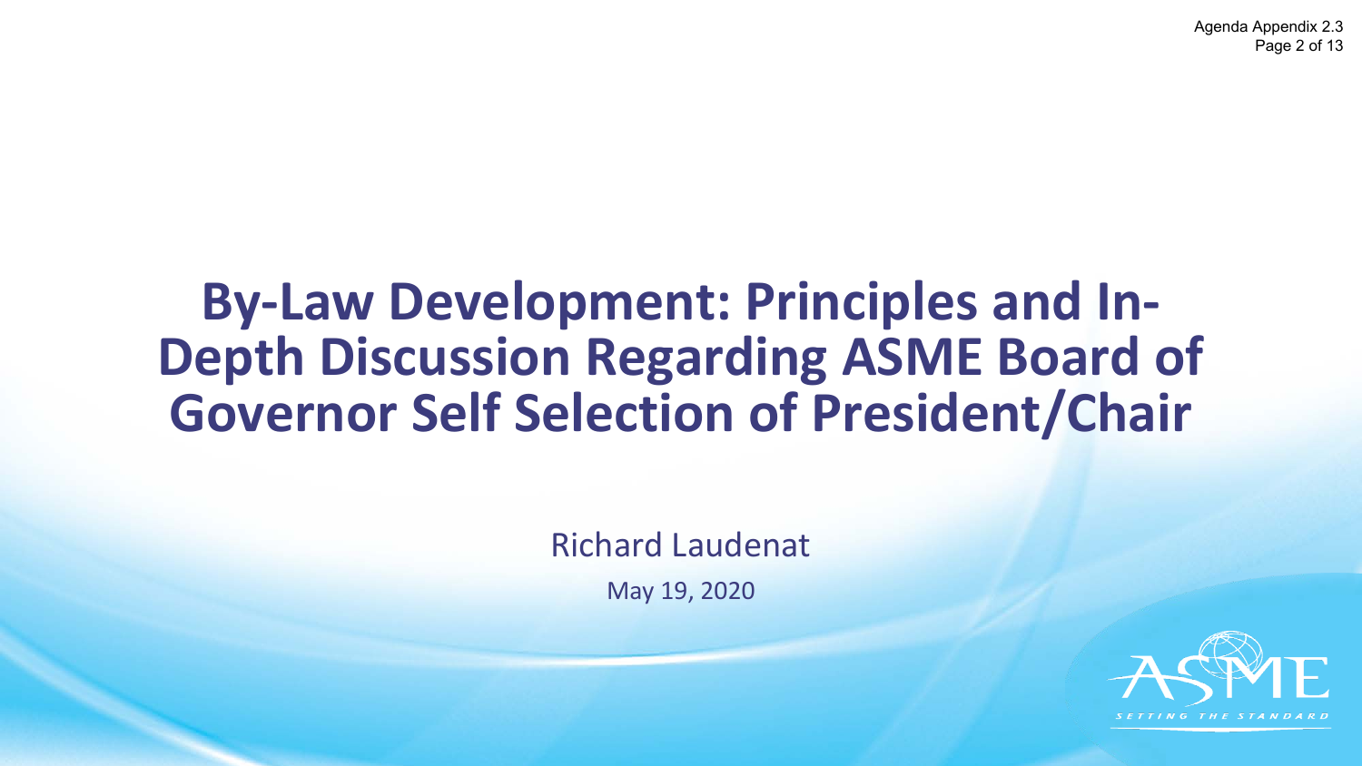# By-Law Development: Principles and In-Depth Discussion Regarding ASME Board of Governor Self Selection of President/Chair

Richard Laudenat

May 19, 2020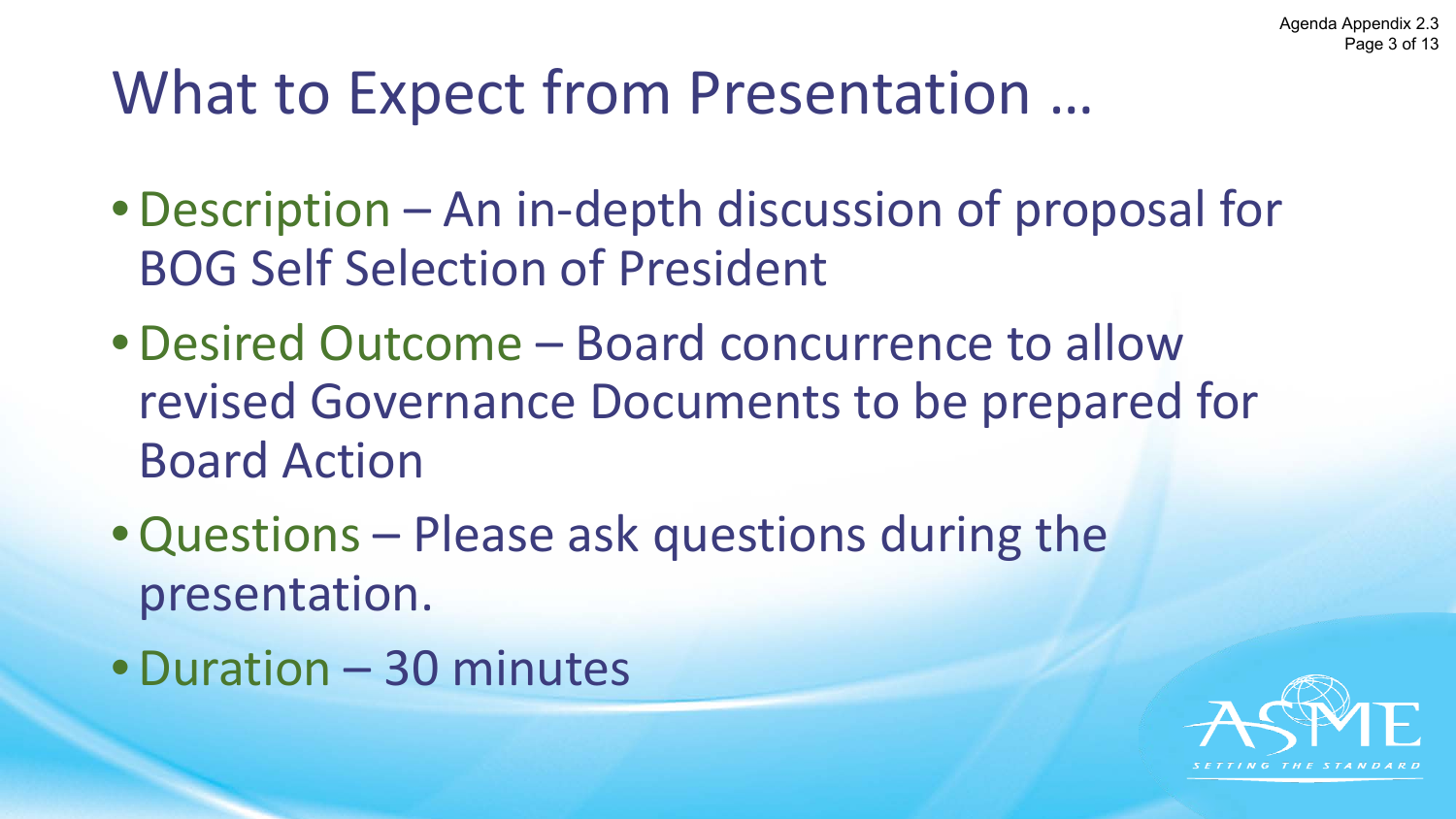# What to Expect from Presentation …

- Description – An in-depth discussion of proposal for BOG Self Selection of President
- Desired Outcome – Board concurrence to allow revised Governance Documents to be prepared for Board Action
- Questions – Please ask questions during the presentation.
- Duration – 30 minutes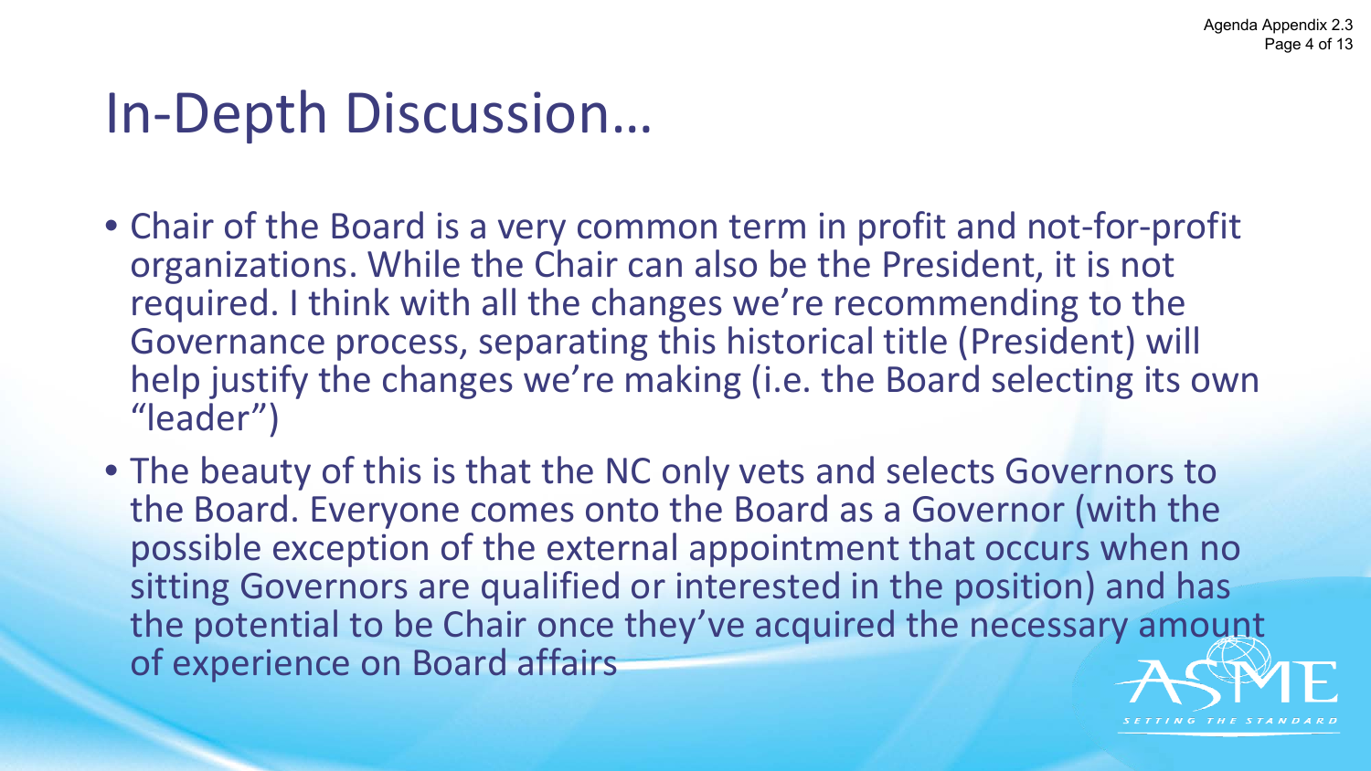# In-Depth Discussion…

- Chair of the Board is a very common term in profit and not-for-profit organizations. While the Chair can also be the President, it is not required. I think with all the changes we're recommending to the Governance process, separating this historical title (President) will help justify the changes we're making (i.e. the Board selecting its own "leader")
- The beauty of this is that the NC only vets and selects Governors to the Board. Everyone comes onto the Board as a Governor (with the possible exception of the external appointment that occurs when no sitting Governors are qualified or interested in the position) and has the potential to be Chair once they've acquired the necessary amount of experience on Board affairs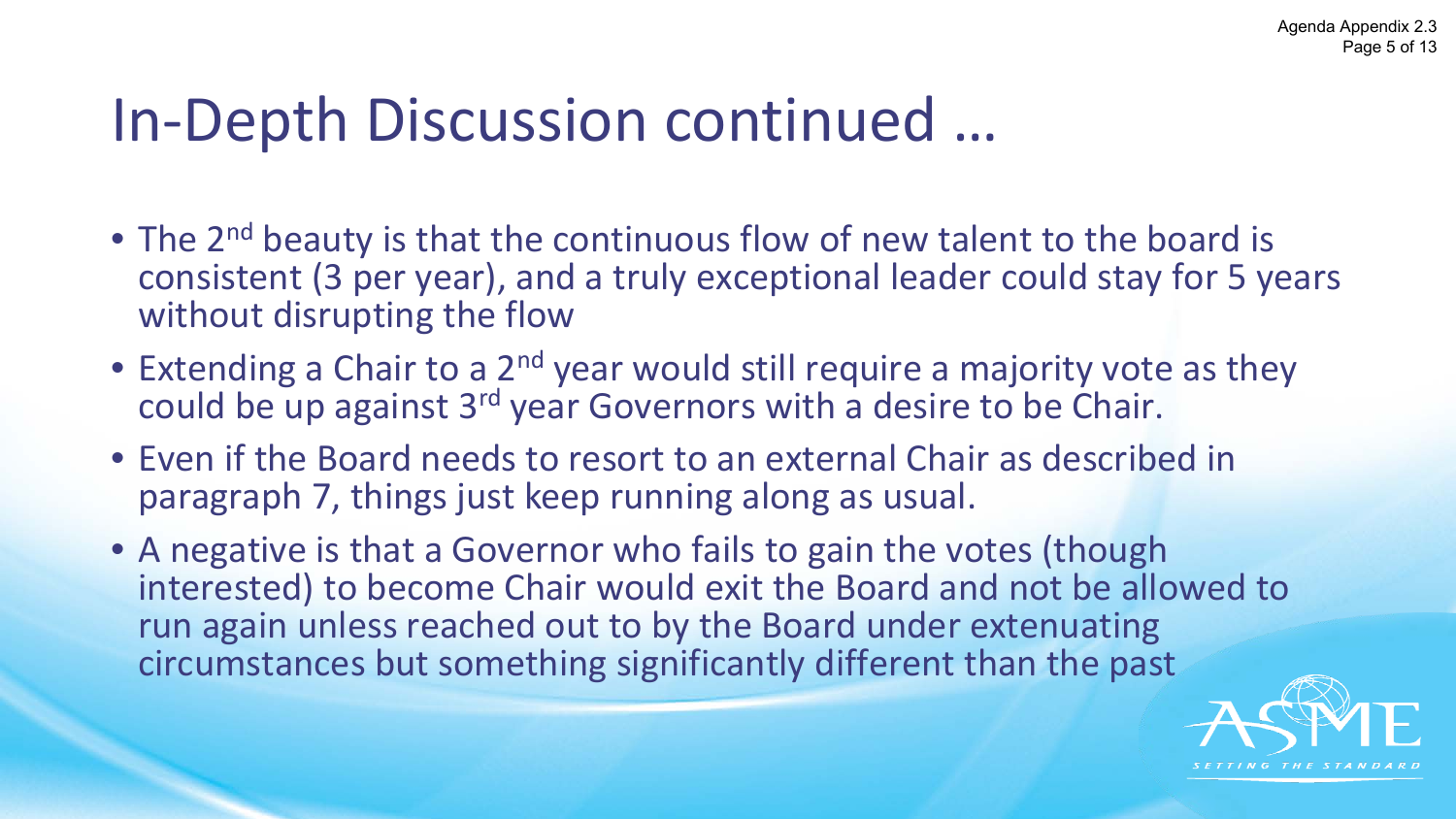# In-Depth Discussion continued …

- The 2nd beauty is that the continuous flow of new talent to the board is consistent (3 per year), and a truly exceptional leader could stay for 5 years without disrupting the flow
- Extending a Chair to a 2nd year would still require a majority vote as they could be up against 3rd year Governors with a desire to be Chair.
- Even if the Board needs to resort to an external Chair as described in paragraph 7, things just keep running along as usual.
- A negative is that a Governor who fails to gain the votes (though interested) to become Chair would exit the Board and not be allowed to run again unless reached out to by the Board under extenuating circumstances but something significantly different than the past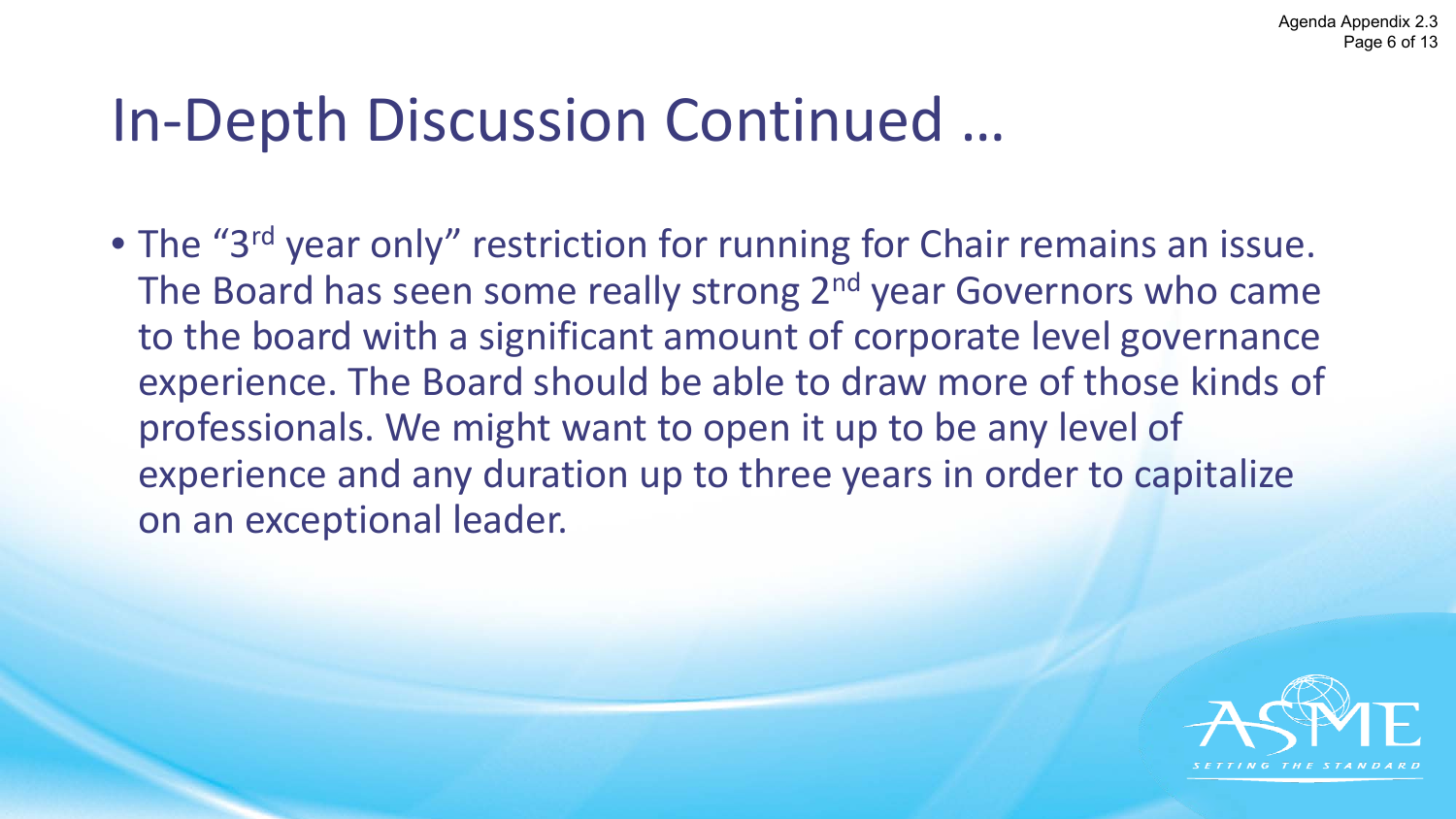# In-Depth Discussion Continued …

- The "3rd year only" restriction for running for Chair remains an issue. The Board has seen some really strong 2nd year Governors who came to the board with a significant amount of corporate level governance experience. The Board should be able to draw more of those kinds of professionals. We might want to open it up to be any level of experience and any duration up to three years in order to capitalize on an exceptional leader.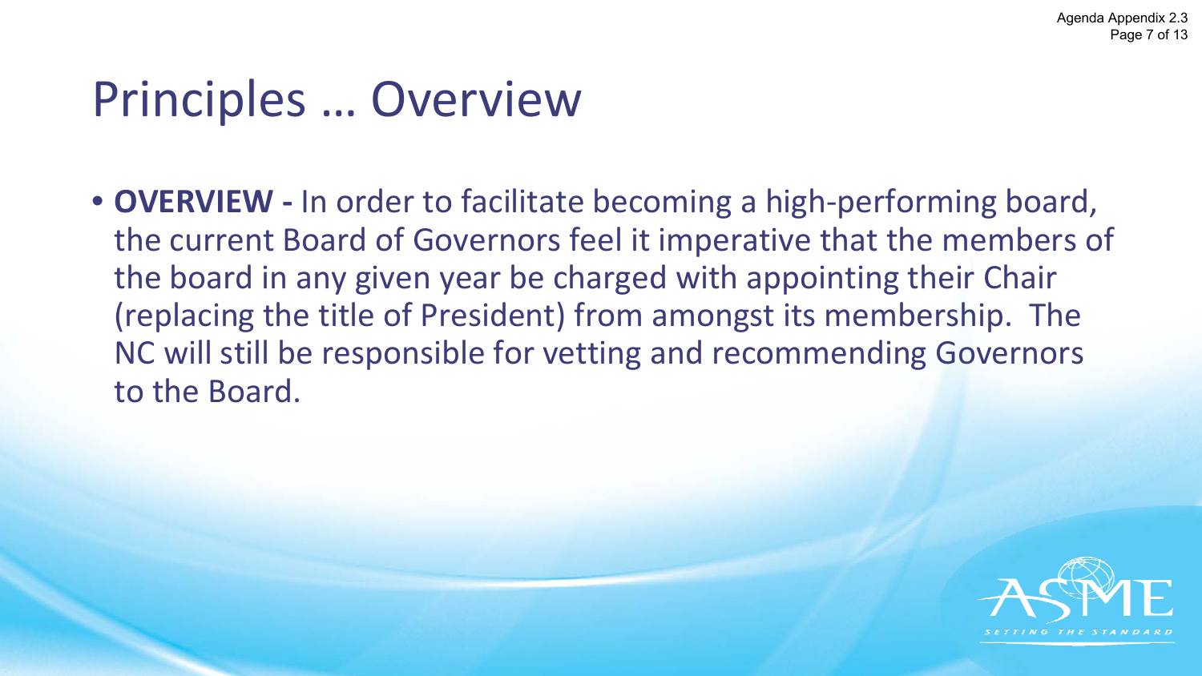# Principles … Overview

- **OVERVIEW -** In order to facilitate becoming a high-performing board, the current Board of Governors feel it imperative that the members of the board in any given year be charged with appointing their Chair (replacing the title of President) from amongst its membership. The NC will still be responsible for vetting and recommending Governors to the Board.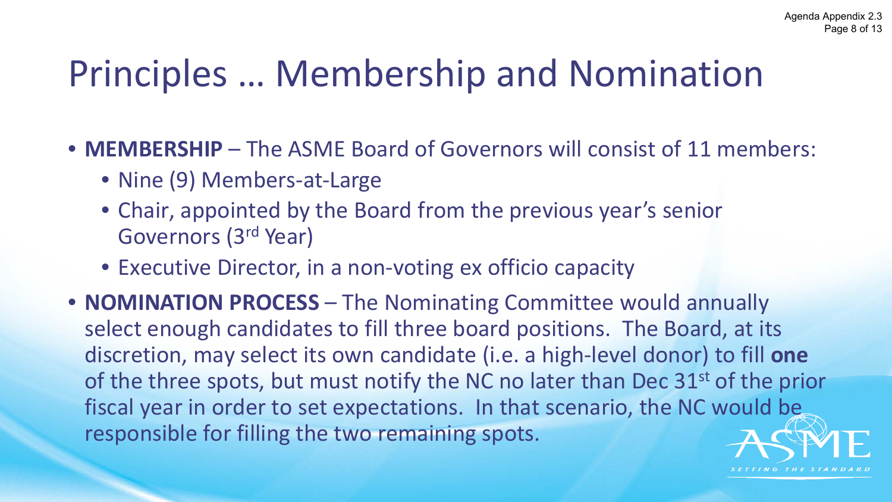# Principles … Membership and Nomination

- **MEMBERSHIP** – The ASME Board of Governors will consist of 11 members:
  - Nine (9) Members-at-Large
  - Chair, appointed by the Board from the previous year's senior Governors (3rd Year)
  - Executive Director, in a non-voting ex officio capacity
- **NOMINATION PROCESS** – The Nominating Committee would annually select enough candidates to fill three board positions. The Board, at its discretion, may select its own candidate (i.e. a high-level donor) to fill **one** of the three spots, but must notify the NC no later than Dec 31st of the prior fiscal year in order to set expectations. In that scenario, the NC would be responsible for filling the two remaining spots.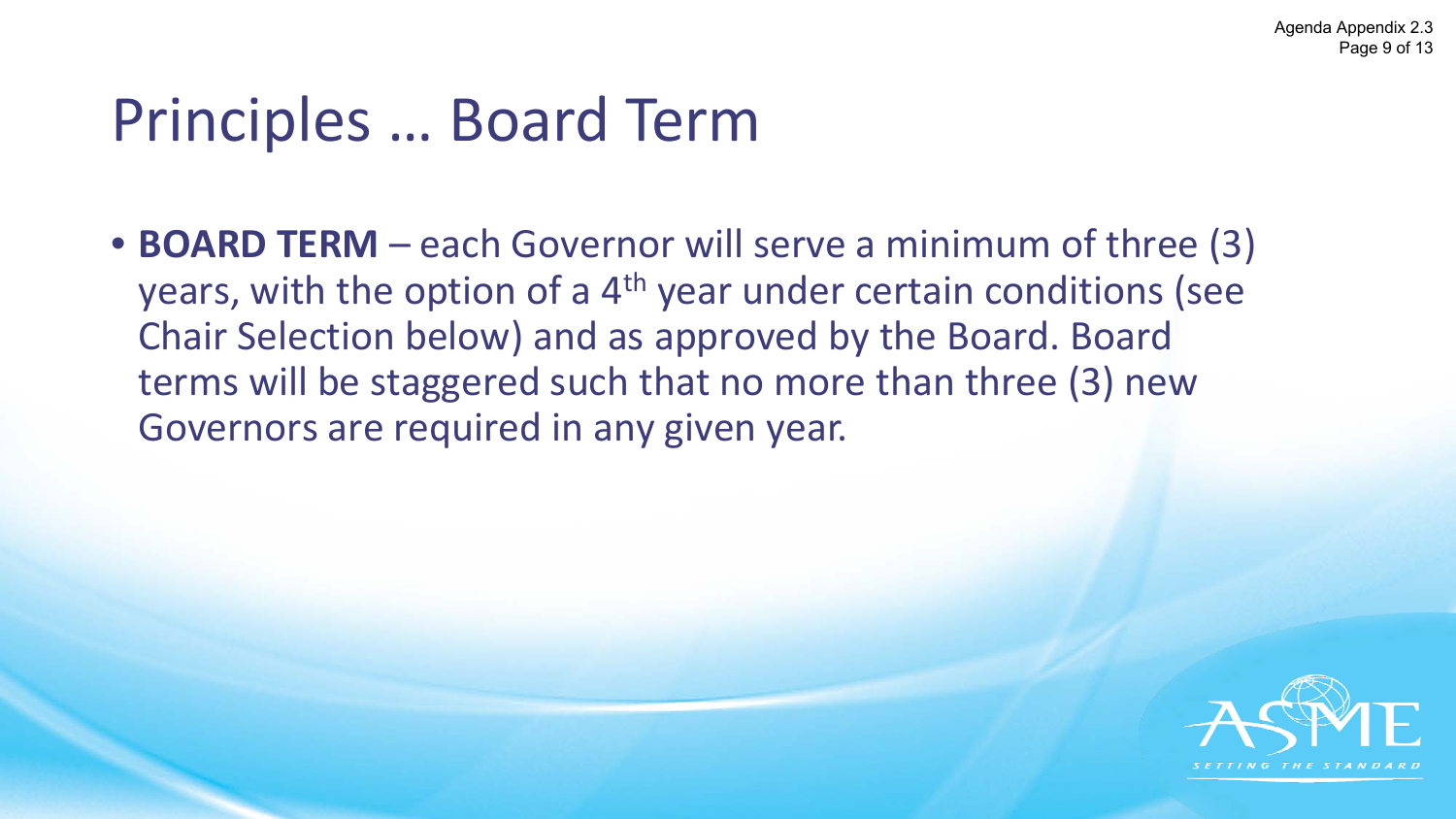# Principles … Board Term

- **BOARD TERM** – each Governor will serve a minimum of three (3) years, with the option of a 4th year under certain conditions (see Chair Selection below) and as approved by the Board. Board terms will be staggered such that no more than three (3) new Governors are required in any given year.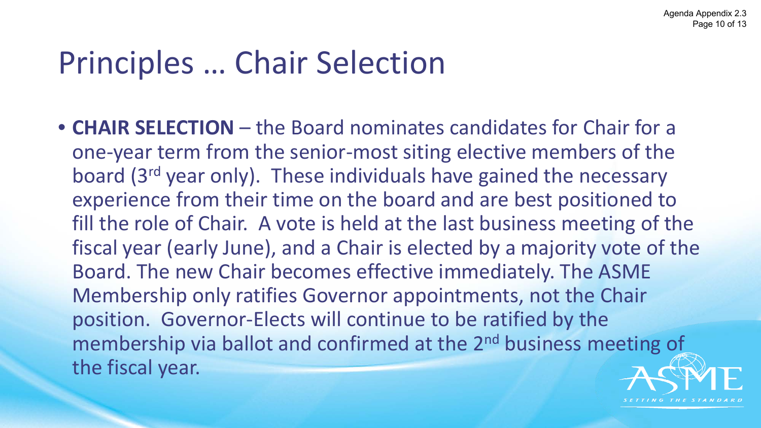# Principles … Chair Selection

- **CHAIR SELECTION** – the Board nominates candidates for Chair for a one-year term from the senior-most siting elective members of the board (3rd year only). These individuals have gained the necessary experience from their time on the board and are best positioned to fill the role of Chair. A vote is held at the last business meeting of the fiscal year (early June), and a Chair is elected by a majority vote of the Board. The new Chair becomes effective immediately. The ASME Membership only ratifies Governor appointments, not the Chair position. Governor-Elects will continue to be ratified by the membership via ballot and confirmed at the 2nd business meeting of the fiscal year.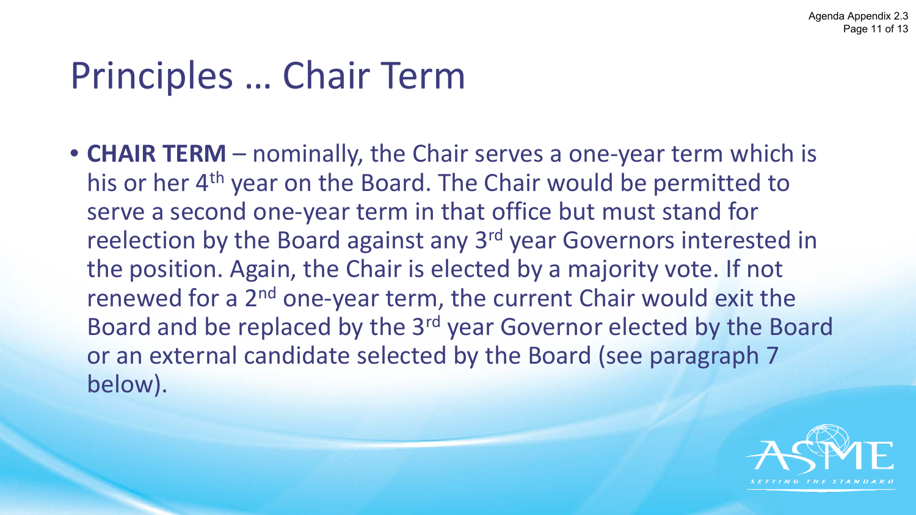# Principles … Chair Term

- **CHAIR TERM** – nominally, the Chair serves a one-year term which is his or her 4th year on the Board. The Chair would be permitted to serve a second one-year term in that office but must stand for reelection by the Board against any 3rd year Governors interested in the position. Again, the Chair is elected by a majority vote. If not renewed for a 2nd one-year term, the current Chair would exit the Board and be replaced by the 3rd year Governor elected by the Board or an external candidate selected by the Board (see paragraph 7 below).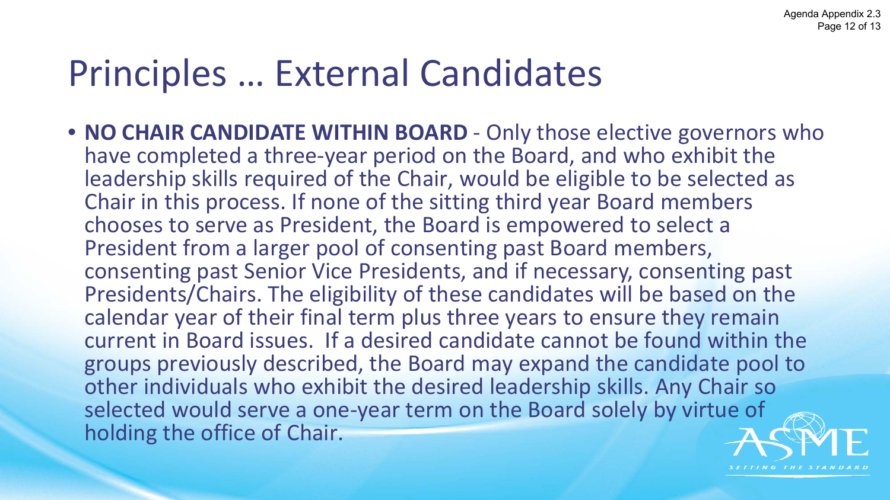# Principles … External Candidates

- **NO CHAIR CANDIDATE WITHIN BOARD** - Only those elective governors who have completed a three-year period on the Board, and who exhibit the leadership skills required of the Chair, would be eligible to be selected as Chair in this process. If none of the sitting third year Board members chooses to serve as President, the Board is empowered to select a President from a larger pool of consenting past Board members, consenting past Senior Vice Presidents, and if necessary, consenting past Presidents/Chairs. The eligibility of these candidates will be based on the calendar year of their final term plus three years to ensure they remain current in Board issues. If a desired candidate cannot be found within the groups previously described, the Board may expand the candidate pool to other individuals who exhibit the desired leadership skills. Any Chair so selected would serve a one-year term on the Board solely by virtue of holding the office of Chair.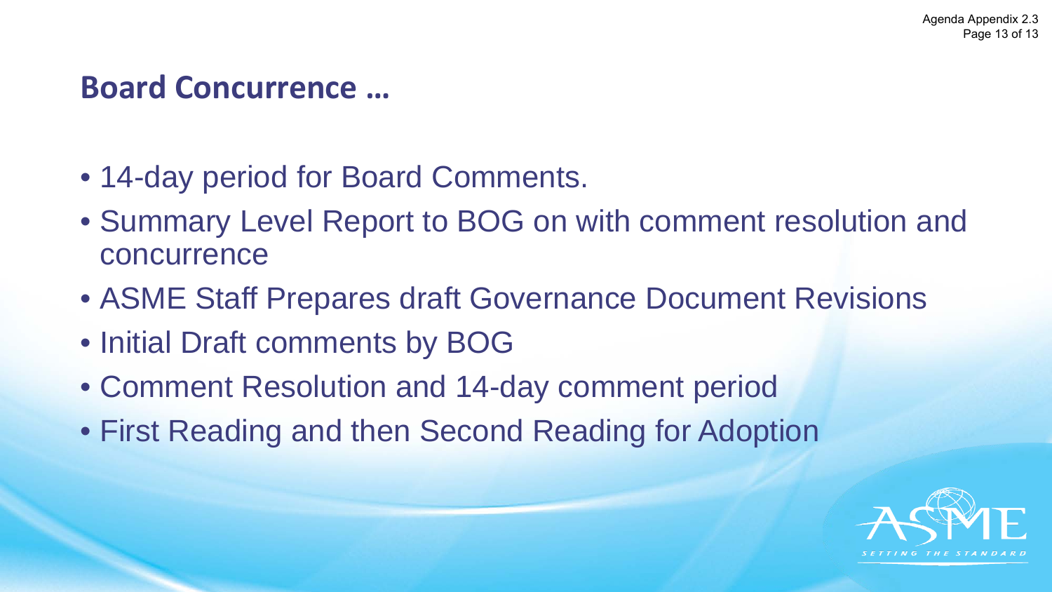## Board Concurrence …

- 14-day period for Board Comments.
- Summary Level Report to BOG on with comment resolution and concurrence
- ASME Staff Prepares draft Governance Document Revisions
- Initial Draft comments by BOG
- Comment Resolution and 14-day comment period
- First Reading and then Second Reading for Adoption